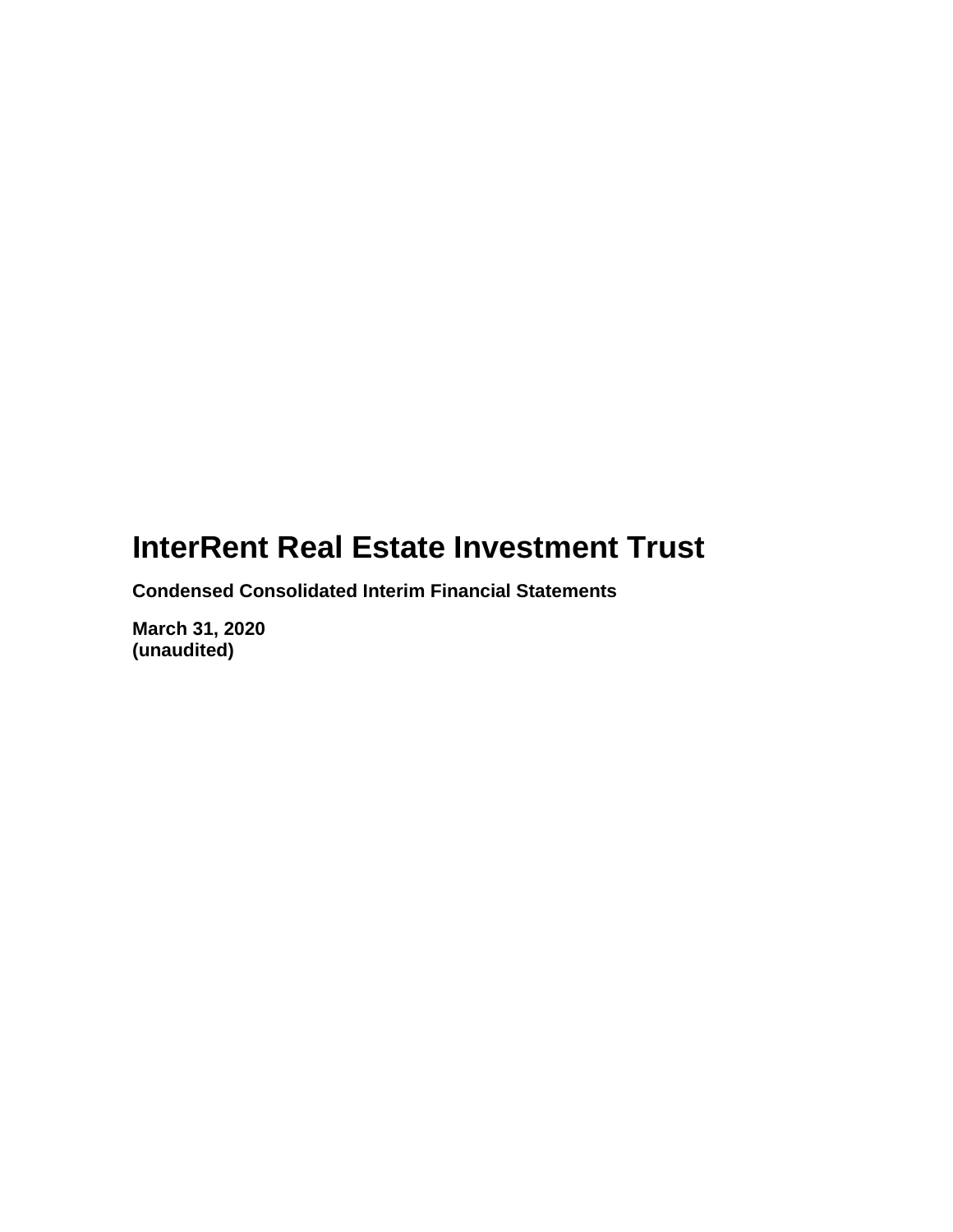# InterRent Real Estate Investment Trust

**Condensed Consolidated Interim Financial Statements**

**March 31, 2020**
**(unaudited)**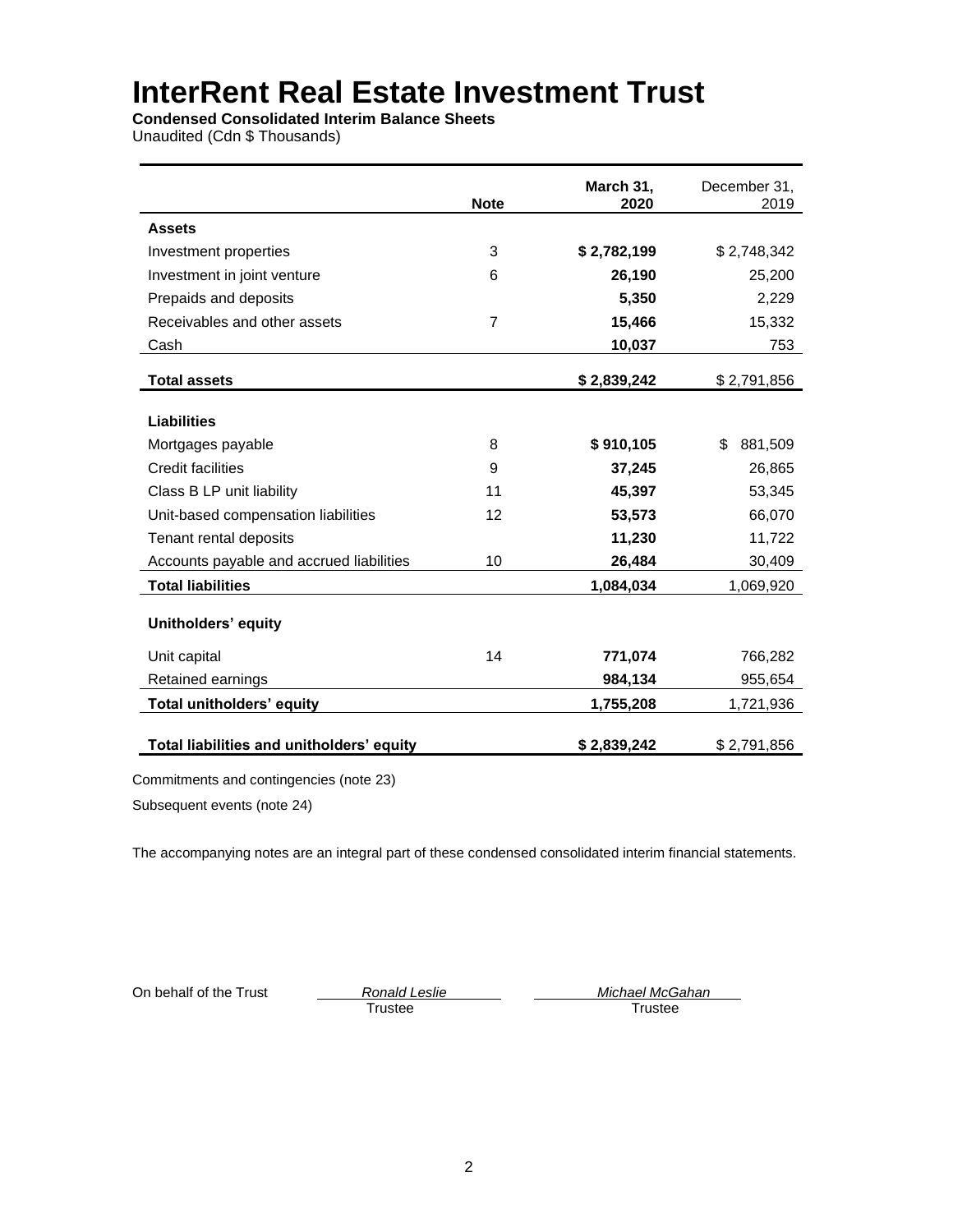# InterRent Real Estate Investment Trust

**Condensed Consolidated Interim Balance Sheets**
Unaudited (Cdn $ Thousands)

| | Note | March 31, 2020 | December 31, 2019 |
|---|---|---|---|
| **Assets** | | | |
| Investment properties | 3 | **$ 2,782,199** | $ 2,748,342 |
| Investment in joint venture | 6 | **26,190** | 25,200 |
| Prepaids and deposits | | **5,350** | 2,229 |
| Receivables and other assets | 7 | **15,466** | 15,332 |
| Cash | | **10,037** | 753 |
| **Total assets** | | **$ 2,839,242** | $ 2,791,856 |
| **Liabilities** | | | |
| Mortgages payable | 8 | **$ 910,105** | $ 881,509 |
| Credit facilities | 9 | **37,245** | 26,865 |
| Class B LP unit liability | 11 | **45,397** | 53,345 |
| Unit-based compensation liabilities | 12 | **53,573** | 66,070 |
| Tenant rental deposits | | **11,230** | 11,722 |
| Accounts payable and accrued liabilities | 10 | **26,484** | 30,409 |
| **Total liabilities** | | **1,084,034** | 1,069,920 |
| **Unitholders' equity** | | | |
| Unit capital | 14 | **771,074** | 766,282 |
| Retained earnings | | **984,134** | 955,654 |
| **Total unitholders' equity** | | **1,755,208** | 1,721,936 |
| **Total liabilities and unitholders' equity** | | **$ 2,839,242** | $ 2,791,856 |

Commitments and contingencies (note 23)

Subsequent events (note 24)

The accompanying notes are an integral part of these condensed consolidated interim financial statements.

On behalf of the Trust

*Ronald Leslie*
Trustee

*Michael McGahan*
Trustee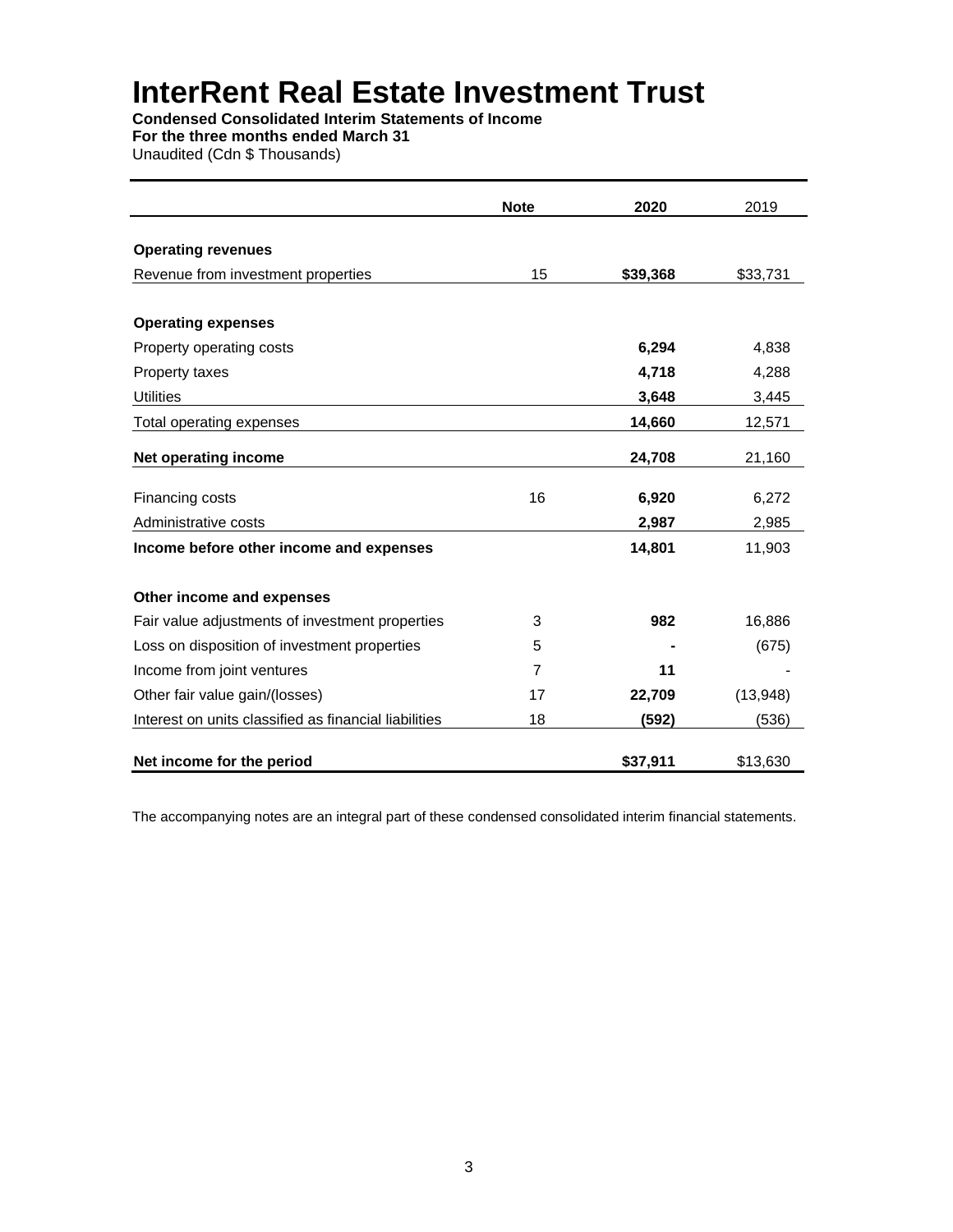# InterRent Real Estate Investment Trust

**Condensed Consolidated Interim Statements of Income**
**For the three months ended March 31**
Unaudited (Cdn $ Thousands)

| | Note | 2020 | 2019 |
|---|---|---|---|
| **Operating revenues** | | | |
| Revenue from investment properties | 15 | **$39,368** | $33,731 |
| **Operating expenses** | | | |
| Property operating costs | | **6,294** | 4,838 |
| Property taxes | | **4,718** | 4,288 |
| Utilities | | **3,648** | 3,445 |
| Total operating expenses | | **14,660** | 12,571 |
| **Net operating income** | | **24,708** | 21,160 |
| Financing costs | 16 | **6,920** | 6,272 |
| Administrative costs | | **2,987** | 2,985 |
| **Income before other income and expenses** | | **14,801** | 11,903 |
| **Other income and expenses** | | | |
| Fair value adjustments of investment properties | 3 | **982** | 16,886 |
| Loss on disposition of investment properties | 5 | **-** | (675) |
| Income from joint ventures | 7 | **11** | - |
| Other fair value gain/(losses) | 17 | **22,709** | (13,948) |
| Interest on units classified as financial liabilities | 18 | **(592)** | (536) |
| **Net income for the period** | | **$37,911** | $13,630 |

The accompanying notes are an integral part of these condensed consolidated interim financial statements.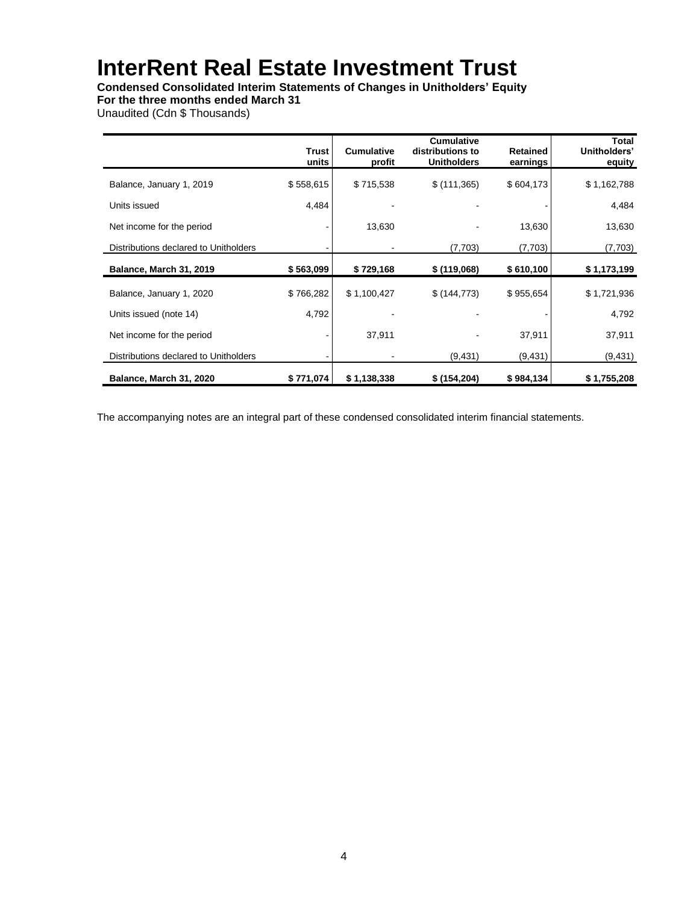# InterRent Real Estate Investment Trust

**Condensed Consolidated Interim Statements of Changes in Unitholders' Equity**
**For the three months ended March 31**
Unaudited (Cdn $ Thousands)

| | Trust units | Cumulative profit | Cumulative distributions to Unitholders | Retained earnings | Total Unitholders' equity |
|---|---|---|---|---|---|
| Balance, January 1, 2019 | $ 558,615 | $ 715,538 | $ (111,365) | $ 604,173 | $ 1,162,788 |
| Units issued | 4,484 | - | - | - | 4,484 |
| Net income for the period | - | 13,630 | - | 13,630 | 13,630 |
| Distributions declared to Unitholders | - | - | (7,703) | (7,703) | (7,703) |
| **Balance, March 31, 2019** | **$ 563,099** | **$ 729,168** | **$ (119,068)** | **$ 610,100** | **$ 1,173,199** |
| Balance, January 1, 2020 | $ 766,282 | $ 1,100,427 | $ (144,773) | $ 955,654 | $ 1,721,936 |
| Units issued (note 14) | 4,792 | - | - | - | 4,792 |
| Net income for the period | - | 37,911 | - | 37,911 | 37,911 |
| Distributions declared to Unitholders | - | - | (9,431) | (9,431) | (9,431) |
| **Balance, March 31, 2020** | **$ 771,074** | **$ 1,138,338** | **$ (154,204)** | **$ 984,134** | **$ 1,755,208** |

The accompanying notes are an integral part of these condensed consolidated interim financial statements.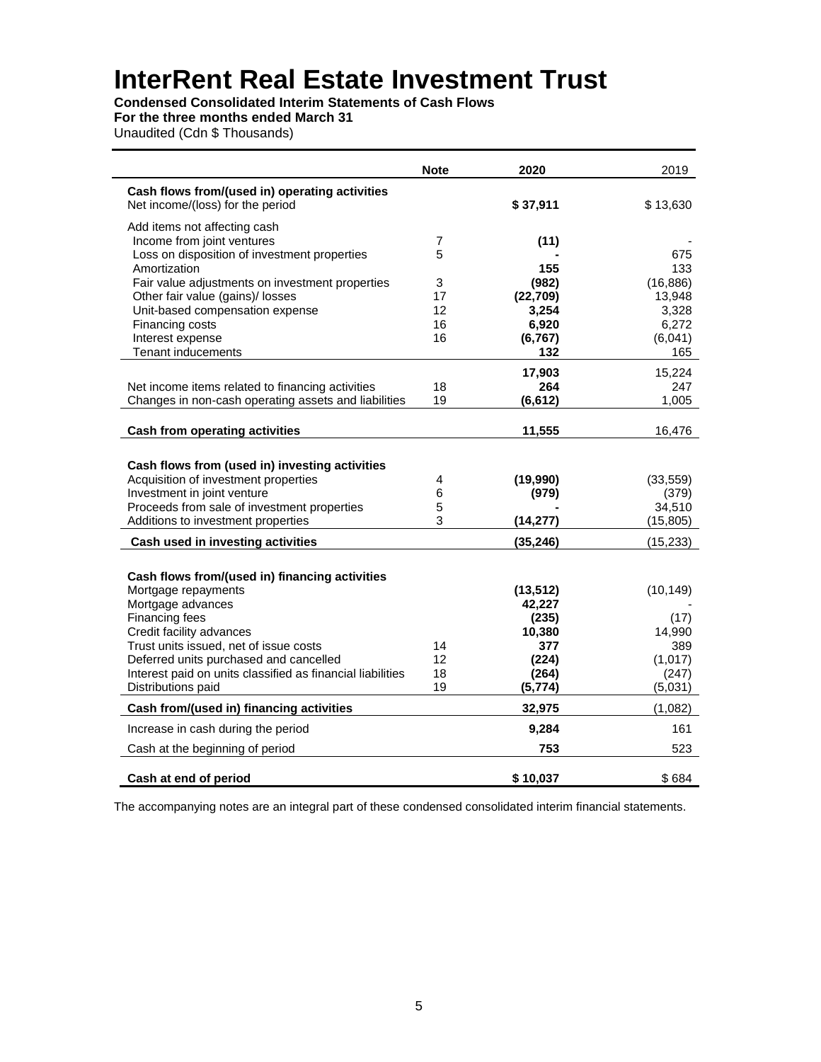# InterRent Real Estate Investment Trust

**Condensed Consolidated Interim Statements of Cash Flows**
**For the three months ended March 31**
Unaudited (Cdn $ Thousands)

| | Note | 2020 | 2019 |
|---|---|---|---|
| **Cash flows from/(used in) operating activities** | | | |
| Net income/(loss) for the period | | **$ 37,911** | $ 13,630 |
| Add items not affecting cash | | | |
| Income from joint ventures | 7 | **(11)** | - |
| Loss on disposition of investment properties | 5 | **-** | 675 |
| Amortization | | **155** | 133 |
| Fair value adjustments on investment properties | 3 | **(982)** | (16,886) |
| Other fair value (gains)/ losses | 17 | **(22,709)** | 13,948 |
| Unit-based compensation expense | 12 | **3,254** | 3,328 |
| Financing costs | 16 | **6,920** | 6,272 |
| Interest expense | 16 | **(6,767)** | (6,041) |
| Tenant inducements | | **132** | 165 |
| | | **17,903** | 15,224 |
| Net income items related to financing activities | 18 | **264** | 247 |
| Changes in non-cash operating assets and liabilities | 19 | **(6,612)** | 1,005 |
| **Cash from operating activities** | | **11,555** | 16,476 |
| **Cash flows from (used in) investing activities** | | | |
| Acquisition of investment properties | 4 | **(19,990)** | (33,559) |
| Investment in joint venture | 6 | **(979)** | (379) |
| Proceeds from sale of investment properties | 5 | **-** | 34,510 |
| Additions to investment properties | 3 | **(14,277)** | (15,805) |
| **Cash used in investing activities** | | **(35,246)** | (15,233) |
| **Cash flows from/(used in) financing activities** | | | |
| Mortgage repayments | | **(13,512)** | (10,149) |
| Mortgage advances | | **42,227** | - |
| Financing fees | | **(235)** | (17) |
| Credit facility advances | | **10,380** | 14,990 |
| Trust units issued, net of issue costs | 14 | **377** | 389 |
| Deferred units purchased and cancelled | 12 | **(224)** | (1,017) |
| Interest paid on units classified as financial liabilities | 18 | **(264)** | (247) |
| Distributions paid | 19 | **(5,774)** | (5,031) |
| **Cash from/(used in) financing activities** | | **32,975** | (1,082) |
| Increase in cash during the period | | **9,284** | 161 |
| Cash at the beginning of period | | **753** | 523 |
| **Cash at end of period** | | **$ 10,037** | $ 684 |

The accompanying notes are an integral part of these condensed consolidated interim financial statements.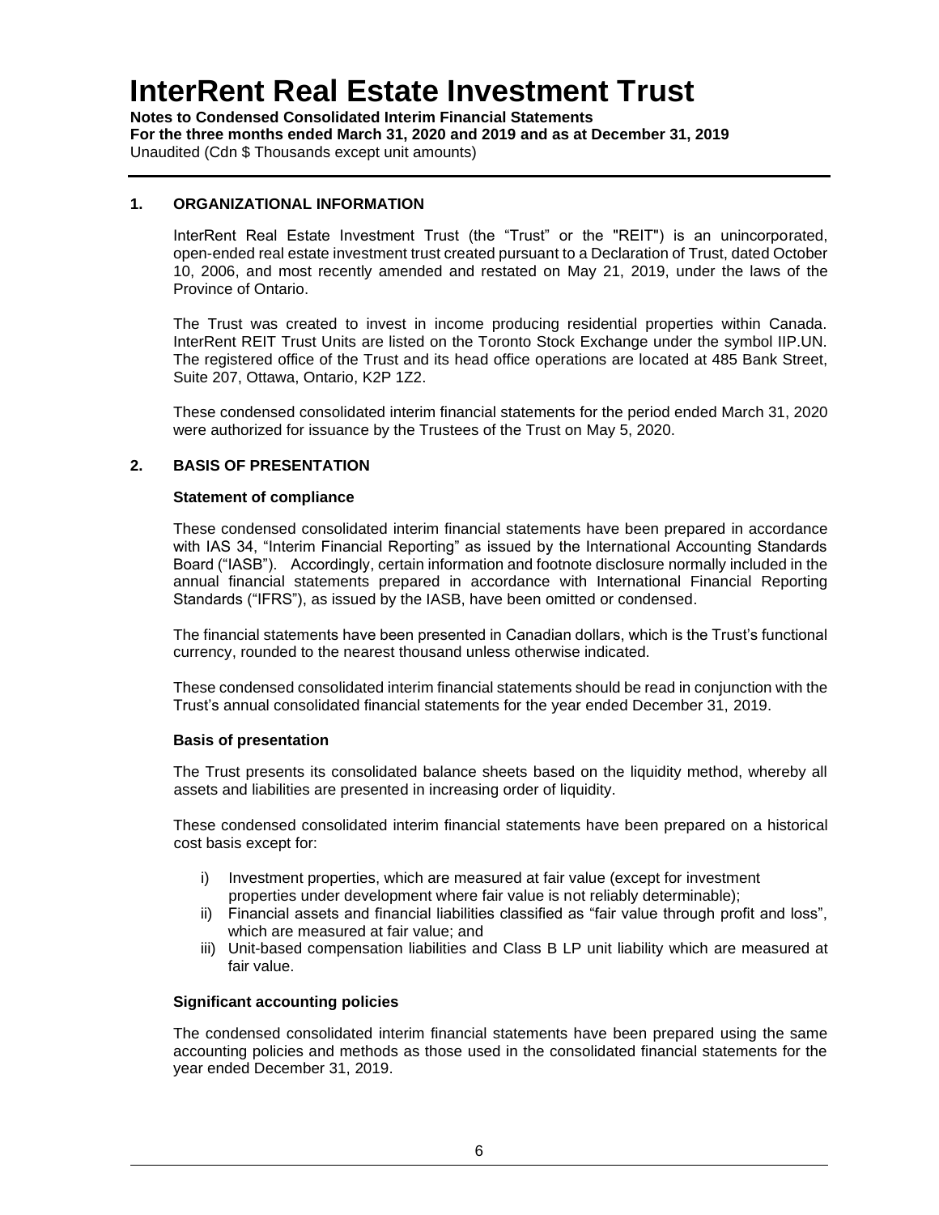## 1. ORGANIZATIONAL INFORMATION

InterRent Real Estate Investment Trust (the "Trust" or the "REIT") is an unincorporated, open-ended real estate investment trust created pursuant to a Declaration of Trust, dated October 10, 2006, and most recently amended and restated on May 21, 2019, under the laws of the Province of Ontario.

The Trust was created to invest in income producing residential properties within Canada. InterRent REIT Trust Units are listed on the Toronto Stock Exchange under the symbol IIP.UN. The registered office of the Trust and its head office operations are located at 485 Bank Street, Suite 207, Ottawa, Ontario, K2P 1Z2.

These condensed consolidated interim financial statements for the period ended March 31, 2020 were authorized for issuance by the Trustees of the Trust on May 5, 2020.

## 2. BASIS OF PRESENTATION

### Statement of compliance

These condensed consolidated interim financial statements have been prepared in accordance with IAS 34, "Interim Financial Reporting" as issued by the International Accounting Standards Board ("IASB"). Accordingly, certain information and footnote disclosure normally included in the annual financial statements prepared in accordance with International Financial Reporting Standards ("IFRS"), as issued by the IASB, have been omitted or condensed.

The financial statements have been presented in Canadian dollars, which is the Trust's functional currency, rounded to the nearest thousand unless otherwise indicated.

These condensed consolidated interim financial statements should be read in conjunction with the Trust's annual consolidated financial statements for the year ended December 31, 2019.

### Basis of presentation

The Trust presents its consolidated balance sheets based on the liquidity method, whereby all assets and liabilities are presented in increasing order of liquidity.

These condensed consolidated interim financial statements have been prepared on a historical cost basis except for:

i) Investment properties, which are measured at fair value (except for investment properties under development where fair value is not reliably determinable);
ii) Financial assets and financial liabilities classified as "fair value through profit and loss", which are measured at fair value; and
iii) Unit-based compensation liabilities and Class B LP unit liability which are measured at fair value.

### Significant accounting policies

The condensed consolidated interim financial statements have been prepared using the same accounting policies and methods as those used in the consolidated financial statements for the year ended December 31, 2019.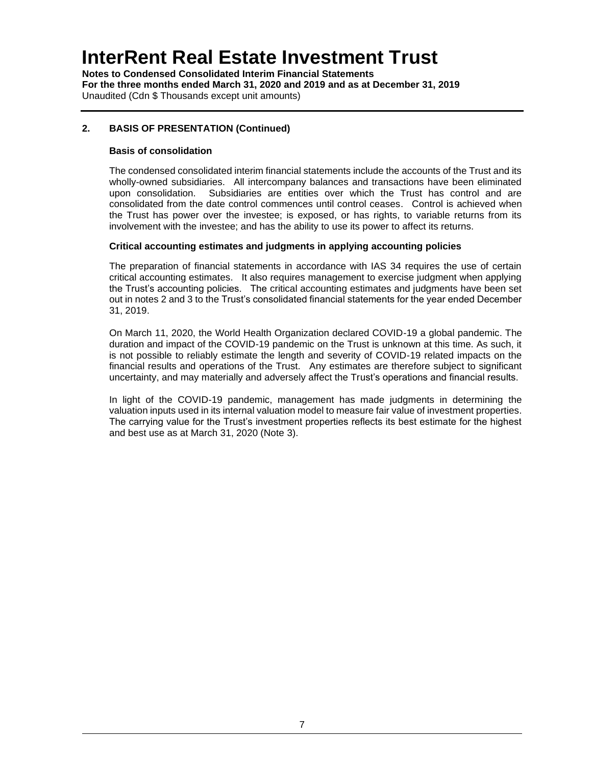## 2. BASIS OF PRESENTATION (Continued)

### Basis of consolidation

The condensed consolidated interim financial statements include the accounts of the Trust and its wholly-owned subsidiaries. All intercompany balances and transactions have been eliminated upon consolidation. Subsidiaries are entities over which the Trust has control and are consolidated from the date control commences until control ceases. Control is achieved when the Trust has power over the investee; is exposed, or has rights, to variable returns from its involvement with the investee; and has the ability to use its power to affect its returns.

### Critical accounting estimates and judgments in applying accounting policies

The preparation of financial statements in accordance with IAS 34 requires the use of certain critical accounting estimates. It also requires management to exercise judgment when applying the Trust's accounting policies. The critical accounting estimates and judgments have been set out in notes 2 and 3 to the Trust's consolidated financial statements for the year ended December 31, 2019.

On March 11, 2020, the World Health Organization declared COVID-19 a global pandemic. The duration and impact of the COVID-19 pandemic on the Trust is unknown at this time. As such, it is not possible to reliably estimate the length and severity of COVID-19 related impacts on the financial results and operations of the Trust. Any estimates are therefore subject to significant uncertainty, and may materially and adversely affect the Trust's operations and financial results.

In light of the COVID-19 pandemic, management has made judgments in determining the valuation inputs used in its internal valuation model to measure fair value of investment properties. The carrying value for the Trust's investment properties reflects its best estimate for the highest and best use as at March 31, 2020 (Note 3).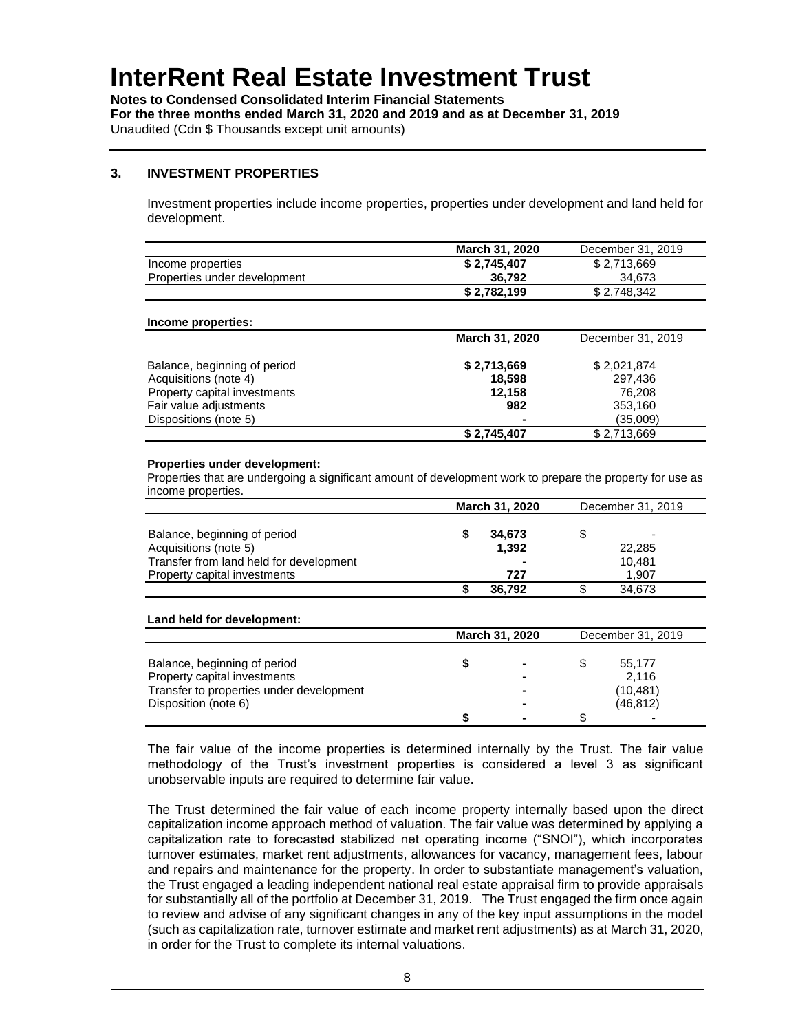# InterRent Real Estate Investment Trust

**Notes to Condensed Consolidated Interim Financial Statements**
**For the three months ended March 31, 2020 and 2019 and as at December 31, 2019**
Unaudited (Cdn $ Thousands except unit amounts)

## 3. INVESTMENT PROPERTIES

Investment properties include income properties, properties under development and land held for development.

| | **March 31, 2020** | December 31, 2019 |
|---|---|---|
| Income properties | **$ 2,745,407** | $ 2,713,669 |
| Properties under development | **36,792** | 34,673 |
| | **$ 2,782,199** | $ 2,748,342 |

**Income properties:**

| | **March 31, 2020** | December 31, 2019 |
|---|---|---|
| Balance, beginning of period | **$ 2,713,669** | $ 2,021,874 |
| Acquisitions (note 4) | **18,598** | 297,436 |
| Property capital investments | **12,158** | 76,208 |
| Fair value adjustments | **982** | 353,160 |
| Dispositions (note 5) | **-** | (35,009) |
| | **$ 2,745,407** | $ 2,713,669 |

**Properties under development:**

Properties that are undergoing a significant amount of development work to prepare the property for use as income properties.

| | **March 31, 2020** | December 31, 2019 |
|---|---|---|
| Balance, beginning of period | **$ 34,673** | $ - |
| Acquisitions (note 5) | **1,392** | 22,285 |
| Transfer from land held for development | **-** | 10,481 |
| Property capital investments | **727** | 1,907 |
| | **$ 36,792** | $ 34,673 |

**Land held for development:**

| | **March 31, 2020** | December 31, 2019 |
|---|---|---|
| Balance, beginning of period | **$ -** | $ 55,177 |
| Property capital investments | **-** | 2,116 |
| Transfer to properties under development | **-** | (10,481) |
| Disposition (note 6) | **-** | (46,812) |
| | **$ -** | $ - |

The fair value of the income properties is determined internally by the Trust. The fair value methodology of the Trust's investment properties is considered a level 3 as significant unobservable inputs are required to determine fair value.

The Trust determined the fair value of each income property internally based upon the direct capitalization income approach method of valuation. The fair value was determined by applying a capitalization rate to forecasted stabilized net operating income ("SNOI"), which incorporates turnover estimates, market rent adjustments, allowances for vacancy, management fees, labour and repairs and maintenance for the property. In order to substantiate management's valuation, the Trust engaged a leading independent national real estate appraisal firm to provide appraisals for substantially all of the portfolio at December 31, 2019. The Trust engaged the firm once again to review and advise of any significant changes in any of the key input assumptions in the model (such as capitalization rate, turnover estimate and market rent adjustments) as at March 31, 2020, in order for the Trust to complete its internal valuations.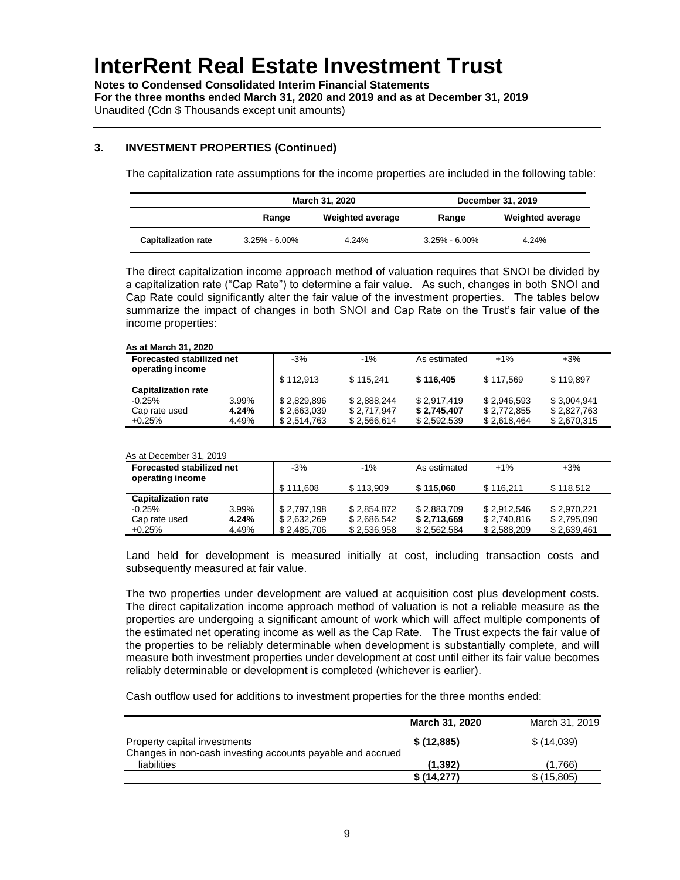# InterRent Real Estate Investment Trust

**Notes to Condensed Consolidated Interim Financial Statements**
**For the three months ended March 31, 2020 and 2019 and as at December 31, 2019**
Unaudited (Cdn $ Thousands except unit amounts)

## 3. INVESTMENT PROPERTIES (Continued)

The capitalization rate assumptions for the income properties are included in the following table:

| | March 31, 2020 | | December 31, 2019 | |
|---|---|---|---|---|
| | Range | Weighted average | Range | Weighted average |
| **Capitalization rate** | 3.25% - 6.00% | 4.24% | 3.25% - 6.00% | 4.24% |

The direct capitalization income approach method of valuation requires that SNOI be divided by a capitalization rate ("Cap Rate") to determine a fair value. As such, changes in both SNOI and Cap Rate could significantly alter the fair value of the investment properties. The tables below summarize the impact of changes in both SNOI and Cap Rate on the Trust's fair value of the income properties:

**As at March 31, 2020**

| **Forecasted stabilized net operating income** | | -3% | -1% | As estimated | +1% | +3% |
|---|---|---|---|---|---|---|
| | | $ 112,913 | $ 115,241 | **$ 116,405** | $ 117,569 | $ 119,897 |
| **Capitalization rate** | | | | | | |
| -0.25% | 3.99% | $ 2,829,896 | $ 2,888,244 | $ 2,917,419 | $ 2,946,593 | $ 3,004,941 |
| Cap rate used | **4.24%** | $ 2,663,039 | $ 2,717,947 | **$ 2,745,407** | $ 2,772,855 | $ 2,827,763 |
| +0.25% | 4.49% | $ 2,514,763 | $ 2,566,614 | $ 2,592,539 | $ 2,618,464 | $ 2,670,315 |

As at December 31, 2019

| **Forecasted stabilized net operating income** | | -3% | -1% | As estimated | +1% | +3% |
|---|---|---|---|---|---|---|
| | | $ 111,608 | $ 113,909 | **$ 115,060** | $ 116,211 | $ 118,512 |
| **Capitalization rate** | | | | | | |
| -0.25% | 3.99% | $ 2,797,198 | $ 2,854,872 | $ 2,883,709 | $ 2,912,546 | $ 2,970,221 |
| Cap rate used | **4.24%** | $ 2,632,269 | $ 2,686,542 | **$ 2,713,669** | $ 2,740,816 | $ 2,795,090 |
| +0.25% | 4.49% | $ 2,485,706 | $ 2,536,958 | $ 2,562,584 | $ 2,588,209 | $ 2,639,461 |

Land held for development is measured initially at cost, including transaction costs and subsequently measured at fair value.

The two properties under development are valued at acquisition cost plus development costs. The direct capitalization income approach method of valuation is not a reliable measure as the properties are undergoing a significant amount of work which will affect multiple components of the estimated net operating income as well as the Cap Rate. The Trust expects the fair value of the properties to be reliably determinable when development is substantially complete, and will measure both investment properties under development at cost until either its fair value becomes reliably determinable or development is completed (whichever is earlier).

Cash outflow used for additions to investment properties for the three months ended:

| | **March 31, 2020** | March 31, 2019 |
|---|---|---|
| Property capital investments | **$ (12,885)** | $ (14,039) |
| Changes in non-cash investing accounts payable and accrued liabilities | **(1,392)** | (1,766) |
| | **$ (14,277)** | $ (15,805) |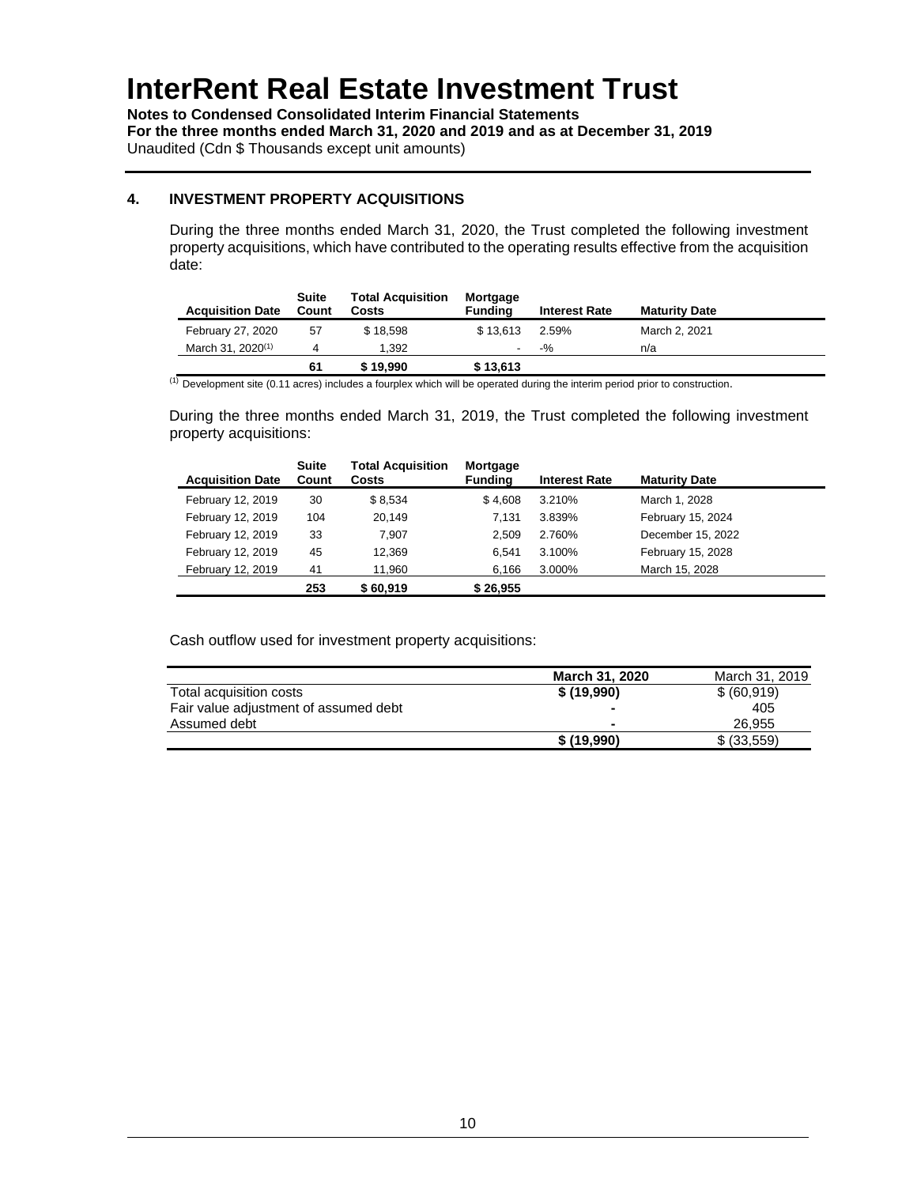# InterRent Real Estate Investment Trust

**Notes to Condensed Consolidated Interim Financial Statements**
**For the three months ended March 31, 2020 and 2019 and as at December 31, 2019**
Unaudited (Cdn $ Thousands except unit amounts)

## 4. INVESTMENT PROPERTY ACQUISITIONS

During the three months ended March 31, 2020, the Trust completed the following investment property acquisitions, which have contributed to the operating results effective from the acquisition date:

| Acquisition Date | Suite Count | Total Acquisition Costs | Mortgage Funding | Interest Rate | Maturity Date |
|---|---|---|---|---|---|
| February 27, 2020 | 57 | $ 18,598 | $ 13,613 | 2.59% | March 2, 2021 |
| March 31, 2020[(1)] | 4 | 1,392 | - | -% | n/a |
| | **61** | **$ 19,990** | **$ 13,613** | | |

[(1)] Development site (0.11 acres) includes a fourplex which will be operated during the interim period prior to construction.

During the three months ended March 31, 2019, the Trust completed the following investment property acquisitions:

| Acquisition Date | Suite Count | Total Acquisition Costs | Mortgage Funding | Interest Rate | Maturity Date |
|---|---|---|---|---|---|
| February 12, 2019 | 30 | $ 8,534 | $ 4,608 | 3.210% | March 1, 2028 |
| February 12, 2019 | 104 | 20,149 | 7,131 | 3.839% | February 15, 2024 |
| February 12, 2019 | 33 | 7,907 | 2,509 | 2.760% | December 15, 2022 |
| February 12, 2019 | 45 | 12,369 | 6,541 | 3.100% | February 15, 2028 |
| February 12, 2019 | 41 | 11,960 | 6,166 | 3.000% | March 15, 2028 |
| | **253** | **$ 60,919** | **$ 26,955** | | |

Cash outflow used for investment property acquisitions:

| | **March 31, 2020** | March 31, 2019 |
|---|---|---|
| Total acquisition costs | **$ (19,990)** | $ (60,919) |
| Fair value adjustment of assumed debt | **-** | 405 |
| Assumed debt | **-** | 26,955 |
| | **$ (19,990)** | $ (33,559) |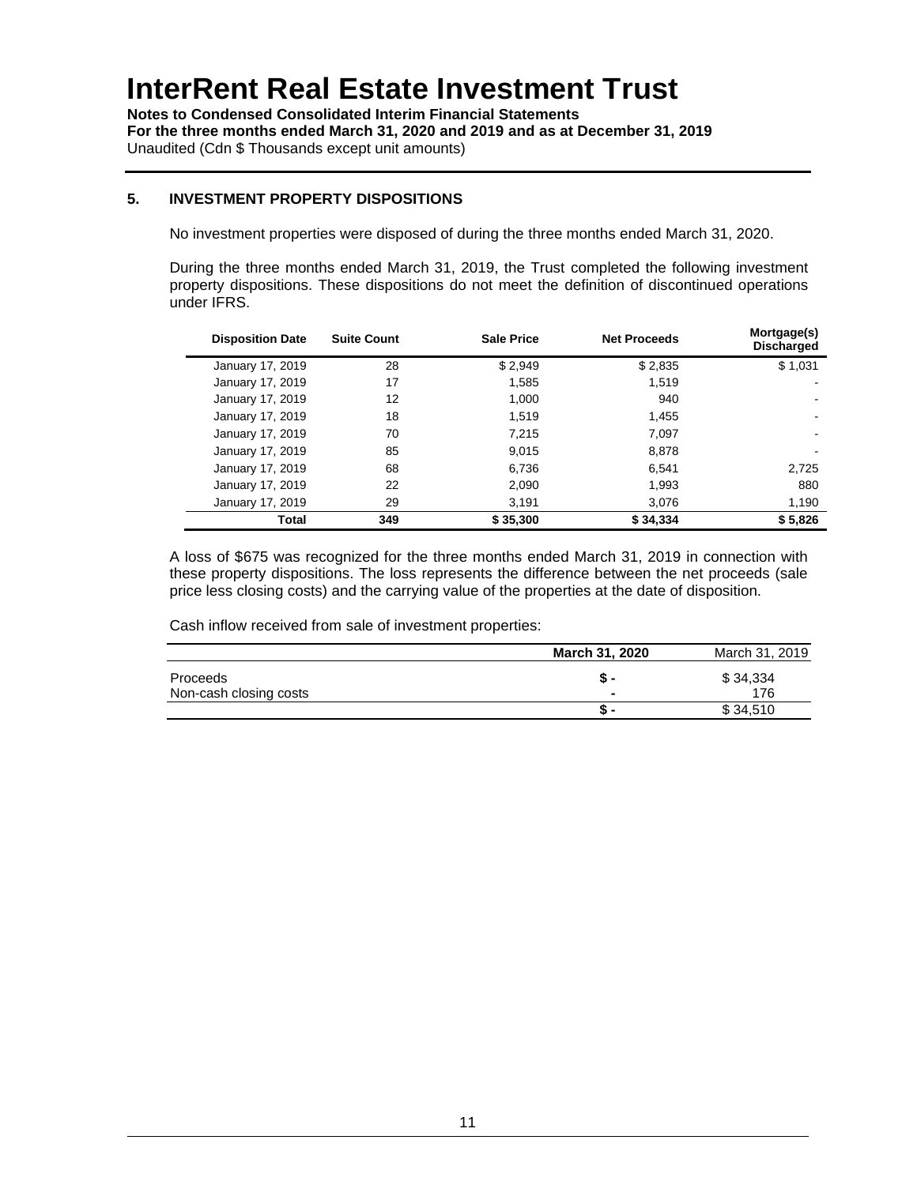# InterRent Real Estate Investment Trust

**Notes to Condensed Consolidated Interim Financial Statements**
**For the three months ended March 31, 2020 and 2019 and as at December 31, 2019**
Unaudited (Cdn $ Thousands except unit amounts)

## 5. INVESTMENT PROPERTY DISPOSITIONS

No investment properties were disposed of during the three months ended March 31, 2020.

During the three months ended March 31, 2019, the Trust completed the following investment property dispositions. These dispositions do not meet the definition of discontinued operations under IFRS.

| Disposition Date | Suite Count | Sale Price | Net Proceeds | Mortgage(s) Discharged |
|---|---|---|---|---|
| January 17, 2019 | 28 | $ 2,949 | $ 2,835 | $ 1,031 |
| January 17, 2019 | 17 | 1,585 | 1,519 | - |
| January 17, 2019 | 12 | 1,000 | 940 | - |
| January 17, 2019 | 18 | 1,519 | 1,455 | - |
| January 17, 2019 | 70 | 7,215 | 7,097 | - |
| January 17, 2019 | 85 | 9,015 | 8,878 | - |
| January 17, 2019 | 68 | 6,736 | 6,541 | 2,725 |
| January 17, 2019 | 22 | 2,090 | 1,993 | 880 |
| January 17, 2019 | 29 | 3,191 | 3,076 | 1,190 |
| **Total** | **349** | **$ 35,300** | **$ 34,334** | **$ 5,826** |

A loss of $675 was recognized for the three months ended March 31, 2019 in connection with these property dispositions. The loss represents the difference between the net proceeds (sale price less closing costs) and the carrying value of the properties at the date of disposition.

Cash inflow received from sale of investment properties:

| | **March 31, 2020** | March 31, 2019 |
|---|---|---|
| Proceeds | **$ -** | $ 34,334 |
| Non-cash closing costs | **-** | 176 |
| | **$ -** | $ 34,510 |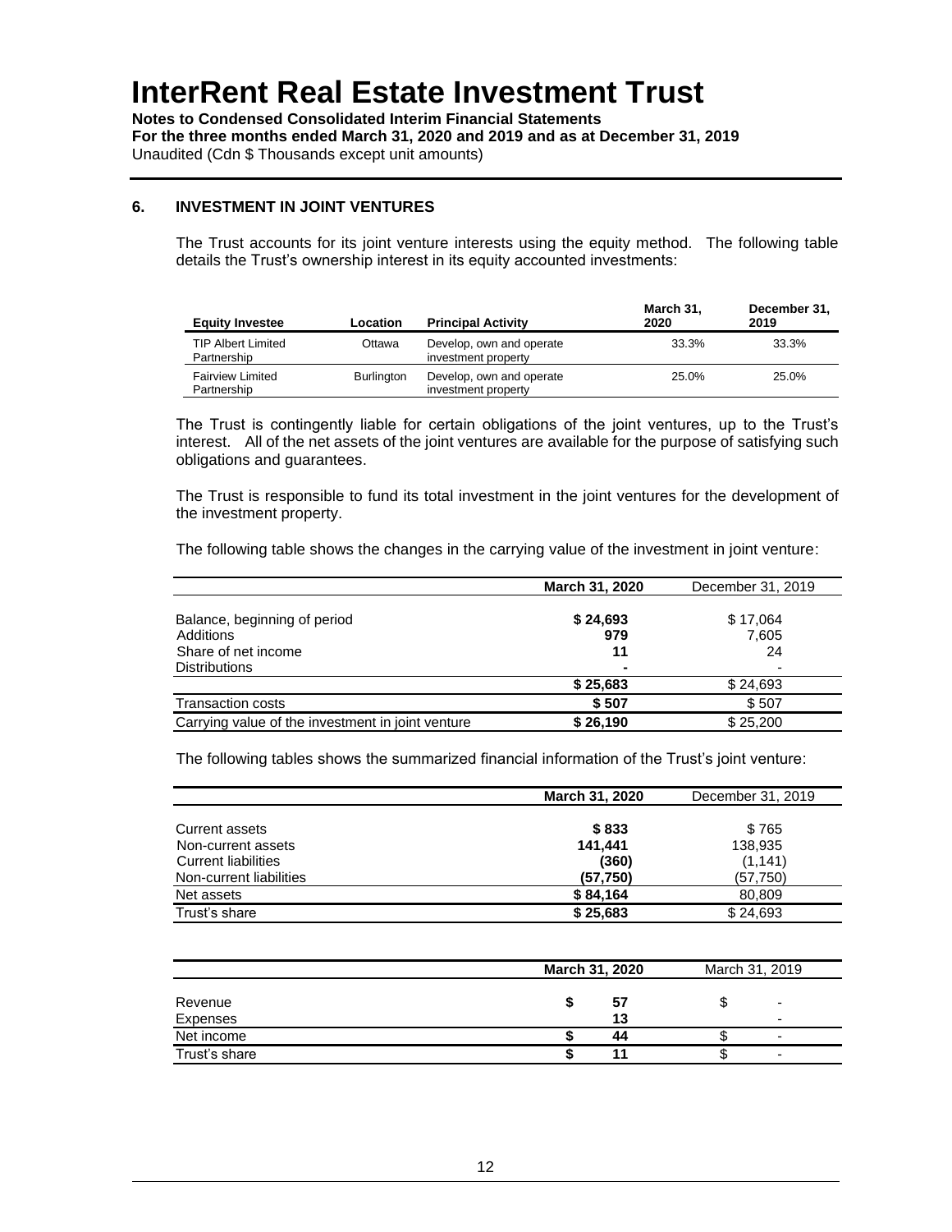# InterRent Real Estate Investment Trust

**Notes to Condensed Consolidated Interim Financial Statements**
**For the three months ended March 31, 2020 and 2019 and as at December 31, 2019**
Unaudited (Cdn $ Thousands except unit amounts)

## 6. INVESTMENT IN JOINT VENTURES

The Trust accounts for its joint venture interests using the equity method. The following table details the Trust's ownership interest in its equity accounted investments:

| Equity Investee | Location | Principal Activity | March 31, 2020 | December 31, 2019 |
|---|---|---|---|---|
| TIP Albert Limited Partnership | Ottawa | Develop, own and operate investment property | 33.3% | 33.3% |
| Fairview Limited Partnership | Burlington | Develop, own and operate investment property | 25.0% | 25.0% |

The Trust is contingently liable for certain obligations of the joint ventures, up to the Trust's interest. All of the net assets of the joint ventures are available for the purpose of satisfying such obligations and guarantees.

The Trust is responsible to fund its total investment in the joint ventures for the development of the investment property.

The following table shows the changes in the carrying value of the investment in joint venture:

| | March 31, 2020 | December 31, 2019 |
|---|---|---|
| Balance, beginning of period | **$ 24,693** | $ 17,064 |
| Additions | **979** | 7,605 |
| Share of net income | **11** | 24 |
| Distributions | **-** | - |
| | **$ 25,683** | $ 24,693 |
| Transaction costs | **$ 507** | $ 507 |
| Carrying value of the investment in joint venture | **$ 26,190** | $ 25,200 |

The following tables shows the summarized financial information of the Trust's joint venture:

| | March 31, 2020 | December 31, 2019 |
|---|---|---|
| Current assets | **$ 833** | $ 765 |
| Non-current assets | **141,441** | 138,935 |
| Current liabilities | **(360)** | (1,141) |
| Non-current liabilities | **(57,750)** | (57,750) |
| Net assets | **$ 84,164** | 80,809 |
| Trust's share | **$ 25,683** | $ 24,693 |

| | March 31, 2020 | March 31, 2019 |
|---|---|---|
| Revenue | **$ 57** | $ - |
| Expenses | **13** | - |
| Net income | **$ 44** | $ - |
| Trust's share | **$ 11** | $ - |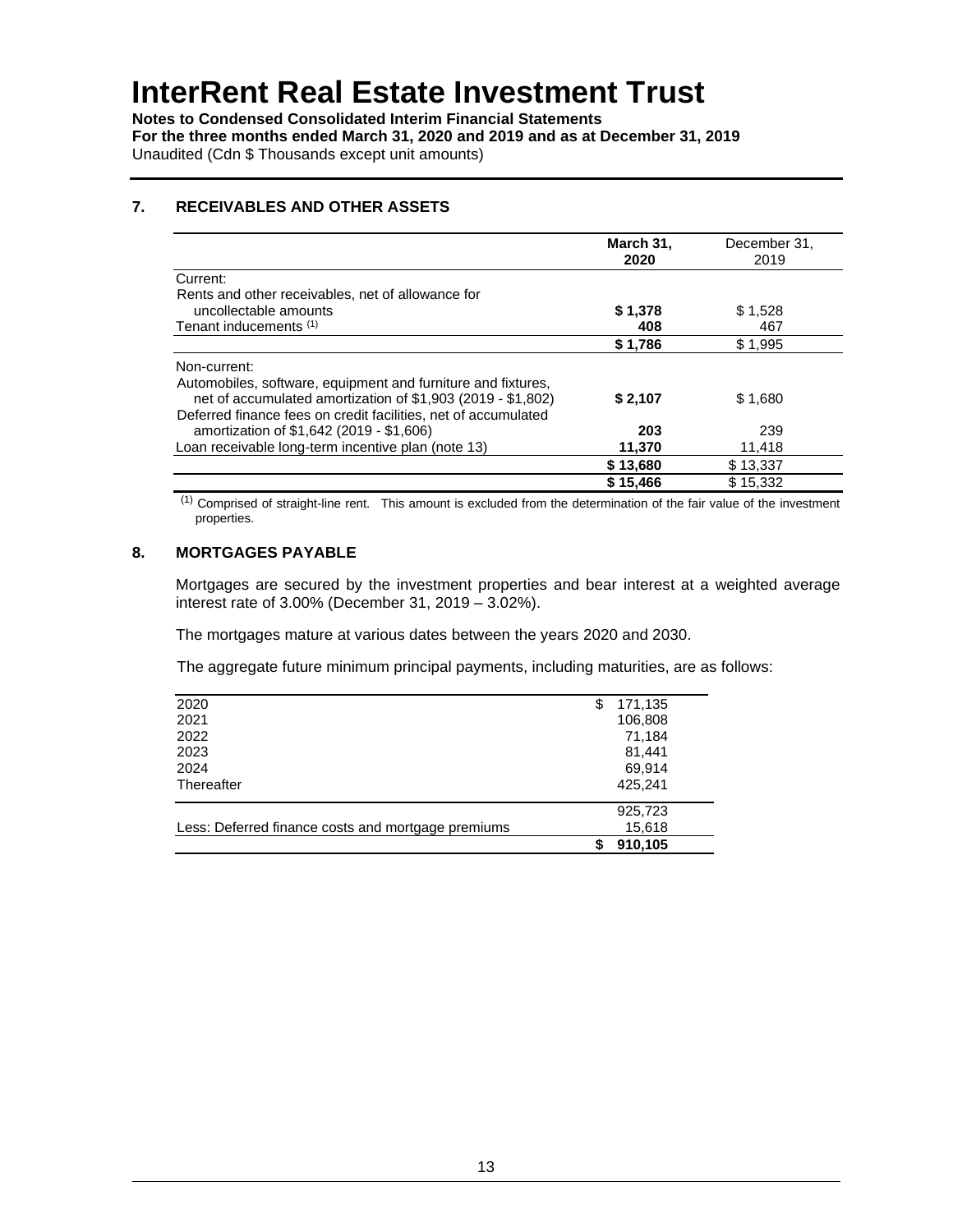# InterRent Real Estate Investment Trust

**Notes to Condensed Consolidated Interim Financial Statements**
**For the three months ended March 31, 2020 and 2019 and as at December 31, 2019**
Unaudited (Cdn $ Thousands except unit amounts)

## 7. RECEIVABLES AND OTHER ASSETS

| | **March 31, 2020** | December 31, 2019 |
|---|---|---|
| Current: | | |
| Rents and other receivables, net of allowance for uncollectable amounts | **$ 1,378** | $ 1,528 |
| Tenant inducements [1] | **408** | 467 |
| | **$ 1,786** | $ 1,995 |
| Non-current: | | |
| Automobiles, software, equipment and furniture and fixtures, net of accumulated amortization of $1,903 (2019 - $1,802) | **$ 2,107** | $ 1,680 |
| Deferred finance fees on credit facilities, net of accumulated amortization of $1,642 (2019 - $1,606) | **203** | 239 |
| Loan receivable long-term incentive plan (note 13) | **11,370** | 11,418 |
| | **$ 13,680** | $ 13,337 |
| | **$ 15,466** | $ 15,332 |

[1] Comprised of straight-line rent. This amount is excluded from the determination of the fair value of the investment properties.

## 8. MORTGAGES PAYABLE

Mortgages are secured by the investment properties and bear interest at a weighted average interest rate of 3.00% (December 31, 2019 – 3.02%).

The mortgages mature at various dates between the years 2020 and 2030.

The aggregate future minimum principal payments, including maturities, are as follows:

| | |
|---|---|
| 2020 | $ 171,135 |
| 2021 | 106,808 |
| 2022 | 71,184 |
| 2023 | 81,441 |
| 2024 | 69,914 |
| Thereafter | 425,241 |
| | 925,723 |
| Less: Deferred finance costs and mortgage premiums | 15,618 |
| | **$ 910,105** |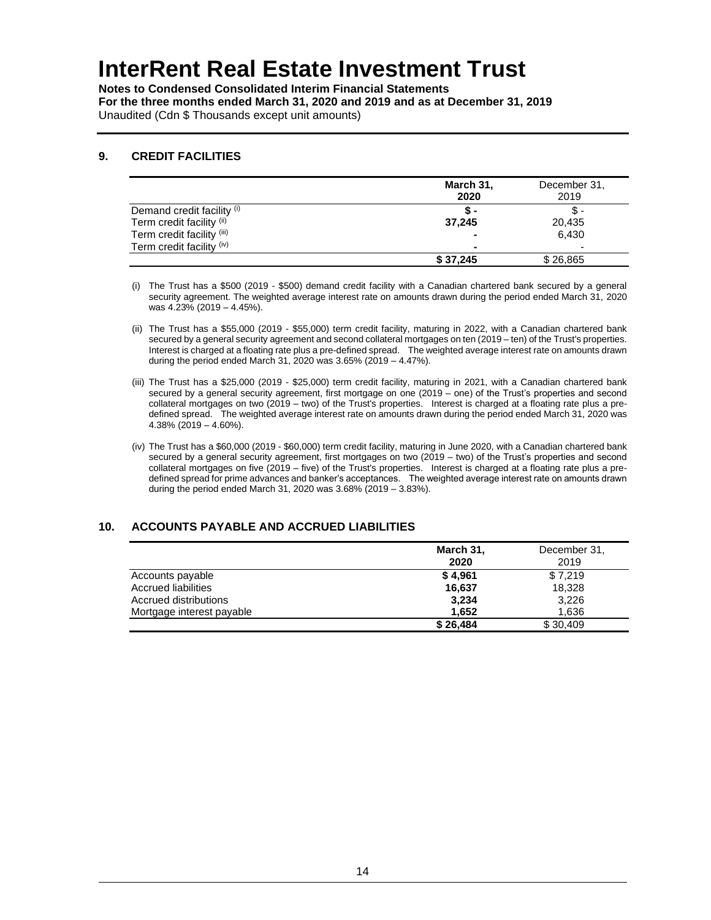# InterRent Real Estate Investment Trust

**Notes to Condensed Consolidated Interim Financial Statements**
**For the three months ended March 31, 2020 and 2019 and as at December 31, 2019**
Unaudited (Cdn $ Thousands except unit amounts)

## 9. CREDIT FACILITIES

| | **March 31, 2020** | December 31, 2019 |
|---|---|---|
| Demand credit facility (i) | **$ -** | $ - |
| Term credit facility (ii) | **37,245** | 20,435 |
| Term credit facility (iii) | **-** | 6,430 |
| Term credit facility (iv) | **-** | - |
| | **$ 37,245** | $ 26,865 |

(i) The Trust has a $500 (2019 - $500) demand credit facility with a Canadian chartered bank secured by a general security agreement. The weighted average interest rate on amounts drawn during the period ended March 31, 2020 was 4.23% (2019 – 4.45%).

(ii) The Trust has a $55,000 (2019 - $55,000) term credit facility, maturing in 2022, with a Canadian chartered bank secured by a general security agreement and second collateral mortgages on ten (2019 – ten) of the Trust's properties. Interest is charged at a floating rate plus a pre-defined spread. The weighted average interest rate on amounts drawn during the period ended March 31, 2020 was 3.65% (2019 – 4.47%).

(iii) The Trust has a $25,000 (2019 - $25,000) term credit facility, maturing in 2021, with a Canadian chartered bank secured by a general security agreement, first mortgage on one (2019 – one) of the Trust's properties and second collateral mortgages on two (2019 – two) of the Trust's properties. Interest is charged at a floating rate plus a pre-defined spread. The weighted average interest rate on amounts drawn during the period ended March 31, 2020 was 4.38% (2019 – 4.60%).

(iv) The Trust has a $60,000 (2019 - $60,000) term credit facility, maturing in June 2020, with a Canadian chartered bank secured by a general security agreement, first mortgages on two (2019 – two) of the Trust's properties and second collateral mortgages on five (2019 – five) of the Trust's properties. Interest is charged at a floating rate plus a pre-defined spread for prime advances and banker's acceptances. The weighted average interest rate on amounts drawn during the period ended March 31, 2020 was 3.68% (2019 – 3.83%).

## 10. ACCOUNTS PAYABLE AND ACCRUED LIABILITIES

| | **March 31, 2020** | December 31, 2019 |
|---|---|---|
| Accounts payable | **$ 4,961** | $ 7,219 |
| Accrued liabilities | **16,637** | 18,328 |
| Accrued distributions | **3,234** | 3,226 |
| Mortgage interest payable | **1,652** | 1,636 |
| | **$ 26,484** | $ 30,409 |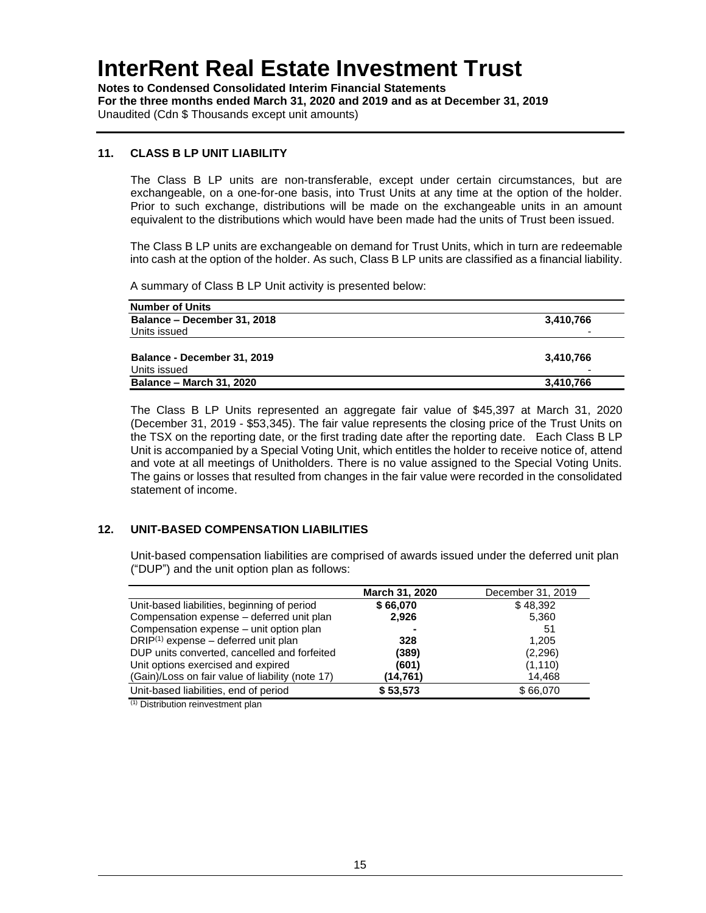# InterRent Real Estate Investment Trust

**Notes to Condensed Consolidated Interim Financial Statements**
**For the three months ended March 31, 2020 and 2019 and as at December 31, 2019**
Unaudited (Cdn $ Thousands except unit amounts)

## 11. CLASS B LP UNIT LIABILITY

The Class B LP units are non-transferable, except under certain circumstances, but are exchangeable, on a one-for-one basis, into Trust Units at any time at the option of the holder. Prior to such exchange, distributions will be made on the exchangeable units in an amount equivalent to the distributions which would have been made had the units of Trust been issued.

The Class B LP units are exchangeable on demand for Trust Units, which in turn are redeemable into cash at the option of the holder. As such, Class B LP units are classified as a financial liability.

A summary of Class B LP Unit activity is presented below:

| **Number of Units** | |
|---|---|
| **Balance – December 31, 2018** | **3,410,766** |
| Units issued | - |
| **Balance - December 31, 2019** | **3,410,766** |
| Units issued | - |
| **Balance – March 31, 2020** | **3,410,766** |

The Class B LP Units represented an aggregate fair value of $45,397 at March 31, 2020 (December 31, 2019 - $53,345). The fair value represents the closing price of the Trust Units on the TSX on the reporting date, or the first trading date after the reporting date. Each Class B LP Unit is accompanied by a Special Voting Unit, which entitles the holder to receive notice of, attend and vote at all meetings of Unitholders. There is no value assigned to the Special Voting Units. The gains or losses that resulted from changes in the fair value were recorded in the consolidated statement of income.

## 12. UNIT-BASED COMPENSATION LIABILITIES

Unit-based compensation liabilities are comprised of awards issued under the deferred unit plan ("DUP") and the unit option plan as follows:

| | **March 31, 2020** | December 31, 2019 |
|---|---|---|
| Unit-based liabilities, beginning of period | **$ 66,070** | $ 48,392 |
| Compensation expense – deferred unit plan | **2,926** | 5,360 |
| Compensation expense – unit option plan | **-** | 51 |
| DRIP[(1)] expense – deferred unit plan | **328** | 1,205 |
| DUP units converted, cancelled and forfeited | **(389)** | (2,296) |
| Unit options exercised and expired | **(601)** | (1,110) |
| (Gain)/Loss on fair value of liability (note 17) | **(14,761)** | 14,468 |
| Unit-based liabilities, end of period | **$ 53,573** | $ 66,070 |

[(1)] Distribution reinvestment plan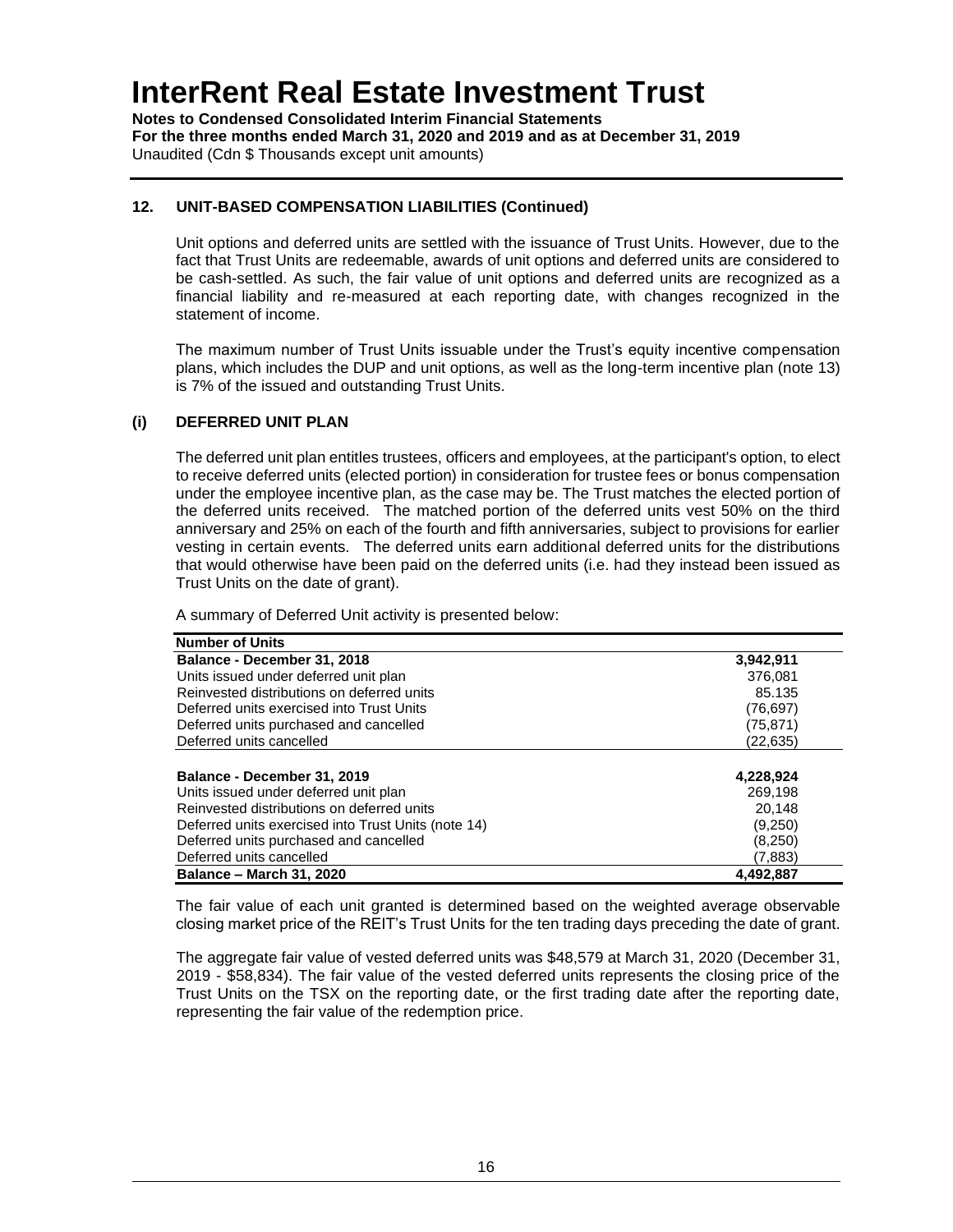# InterRent Real Estate Investment Trust

**Notes to Condensed Consolidated Interim Financial Statements**
**For the three months ended March 31, 2020 and 2019 and as at December 31, 2019**
Unaudited (Cdn $ Thousands except unit amounts)

## 12. UNIT-BASED COMPENSATION LIABILITIES (Continued)

Unit options and deferred units are settled with the issuance of Trust Units. However, due to the fact that Trust Units are redeemable, awards of unit options and deferred units are considered to be cash-settled. As such, the fair value of unit options and deferred units are recognized as a financial liability and re-measured at each reporting date, with changes recognized in the statement of income.

The maximum number of Trust Units issuable under the Trust's equity incentive compensation plans, which includes the DUP and unit options, as well as the long-term incentive plan (note 13) is 7% of the issued and outstanding Trust Units.

### (i) DEFERRED UNIT PLAN

The deferred unit plan entitles trustees, officers and employees, at the participant's option, to elect to receive deferred units (elected portion) in consideration for trustee fees or bonus compensation under the employee incentive plan, as the case may be. The Trust matches the elected portion of the deferred units received. The matched portion of the deferred units vest 50% on the third anniversary and 25% on each of the fourth and fifth anniversaries, subject to provisions for earlier vesting in certain events. The deferred units earn additional deferred units for the distributions that would otherwise have been paid on the deferred units (i.e. had they instead been issued as Trust Units on the date of grant).

A summary of Deferred Unit activity is presented below:

| **Number of Units** | |
|---|---|
| **Balance - December 31, 2018** | **3,942,911** |
| Units issued under deferred unit plan | 376,081 |
| Reinvested distributions on deferred units | 85.135 |
| Deferred units exercised into Trust Units | (76,697) |
| Deferred units purchased and cancelled | (75,871) |
| Deferred units cancelled | (22,635) |
| | |
| **Balance - December 31, 2019** | **4,228,924** |
| Units issued under deferred unit plan | 269,198 |
| Reinvested distributions on deferred units | 20,148 |
| Deferred units exercised into Trust Units (note 14) | (9,250) |
| Deferred units purchased and cancelled | (8,250) |
| Deferred units cancelled | (7,883) |
| **Balance – March 31, 2020** | **4,492,887** |

The fair value of each unit granted is determined based on the weighted average observable closing market price of the REIT's Trust Units for the ten trading days preceding the date of grant.

The aggregate fair value of vested deferred units was $48,579 at March 31, 2020 (December 31, 2019 - $58,834). The fair value of the vested deferred units represents the closing price of the Trust Units on the TSX on the reporting date, or the first trading date after the reporting date, representing the fair value of the redemption price.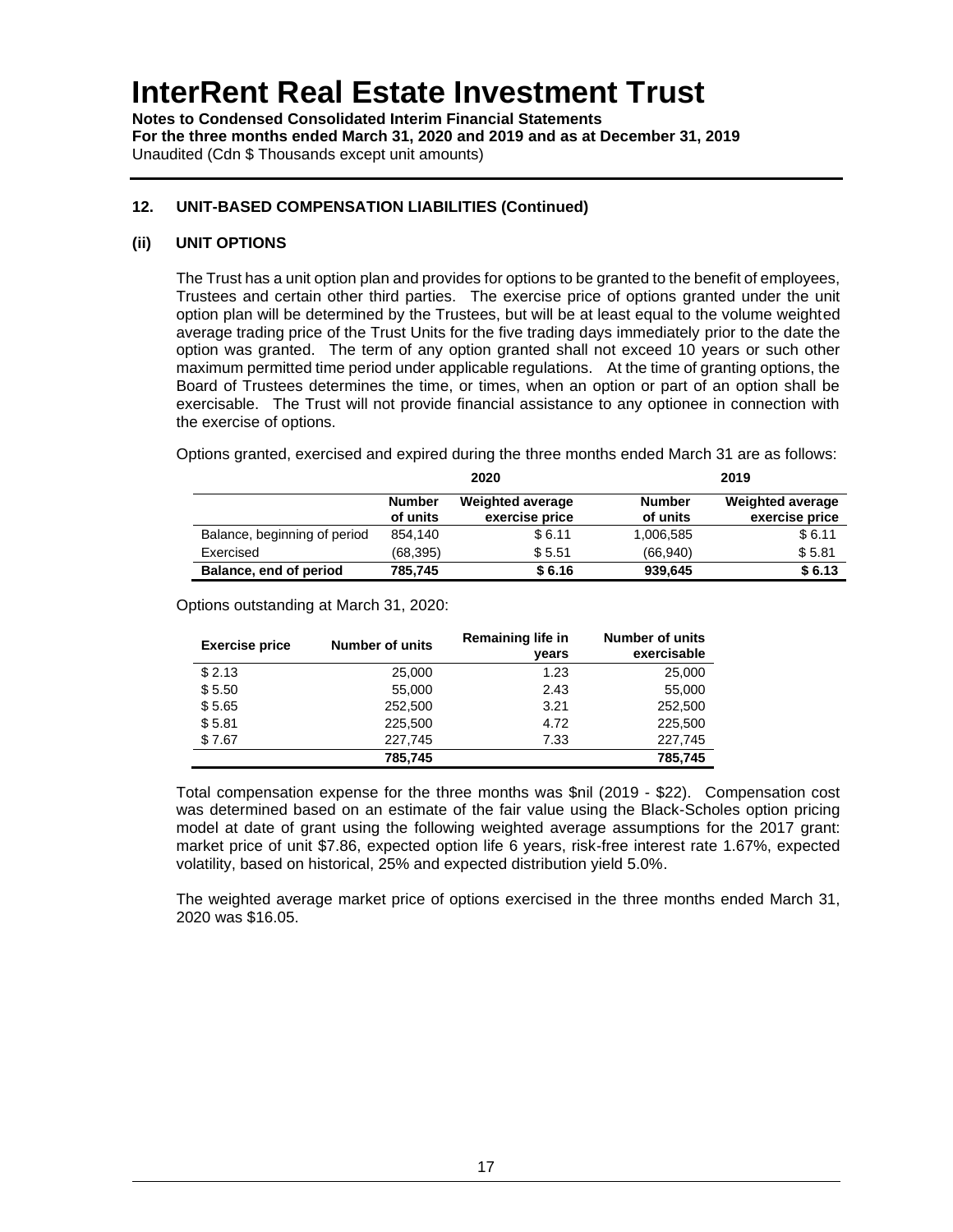# InterRent Real Estate Investment Trust

**Notes to Condensed Consolidated Interim Financial Statements**
**For the three months ended March 31, 2020 and 2019 and as at December 31, 2019**
Unaudited (Cdn $ Thousands except unit amounts)

## 12. UNIT-BASED COMPENSATION LIABILITIES (Continued)

### (ii) UNIT OPTIONS

The Trust has a unit option plan and provides for options to be granted to the benefit of employees, Trustees and certain other third parties. The exercise price of options granted under the unit option plan will be determined by the Trustees, but will be at least equal to the volume weighted average trading price of the Trust Units for the five trading days immediately prior to the date the option was granted. The term of any option granted shall not exceed 10 years or such other maximum permitted time period under applicable regulations. At the time of granting options, the Board of Trustees determines the time, or times, when an option or part of an option shall be exercisable. The Trust will not provide financial assistance to any optionee in connection with the exercise of options.

Options granted, exercised and expired during the three months ended March 31 are as follows:

| | 2020 | | 2019 | |
|---|---|---|---|---|
| | Number of units | Weighted average exercise price | Number of units | Weighted average exercise price |
| Balance, beginning of period | 854,140 | $ 6.11 | 1,006,585 | $ 6.11 |
| Exercised | (68,395) | $ 5.51 | (66,940) | $ 5.81 |
| **Balance, end of period** | **785,745** | **$ 6.16** | **939,645** | **$ 6.13** |

Options outstanding at March 31, 2020:

| Exercise price | Number of units | Remaining life in years | Number of units exercisable |
|---|---|---|---|
| $ 2.13 | 25,000 | 1.23 | 25,000 |
| $ 5.50 | 55,000 | 2.43 | 55,000 |
| $ 5.65 | 252,500 | 3.21 | 252,500 |
| $ 5.81 | 225,500 | 4.72 | 225,500 |
| $ 7.67 | 227,745 | 7.33 | 227,745 |
| | **785,745** | | **785,745** |

Total compensation expense for the three months was $nil (2019 - $22). Compensation cost was determined based on an estimate of the fair value using the Black-Scholes option pricing model at date of grant using the following weighted average assumptions for the 2017 grant: market price of unit $7.86, expected option life 6 years, risk-free interest rate 1.67%, expected volatility, based on historical, 25% and expected distribution yield 5.0%.

The weighted average market price of options exercised in the three months ended March 31, 2020 was $16.05.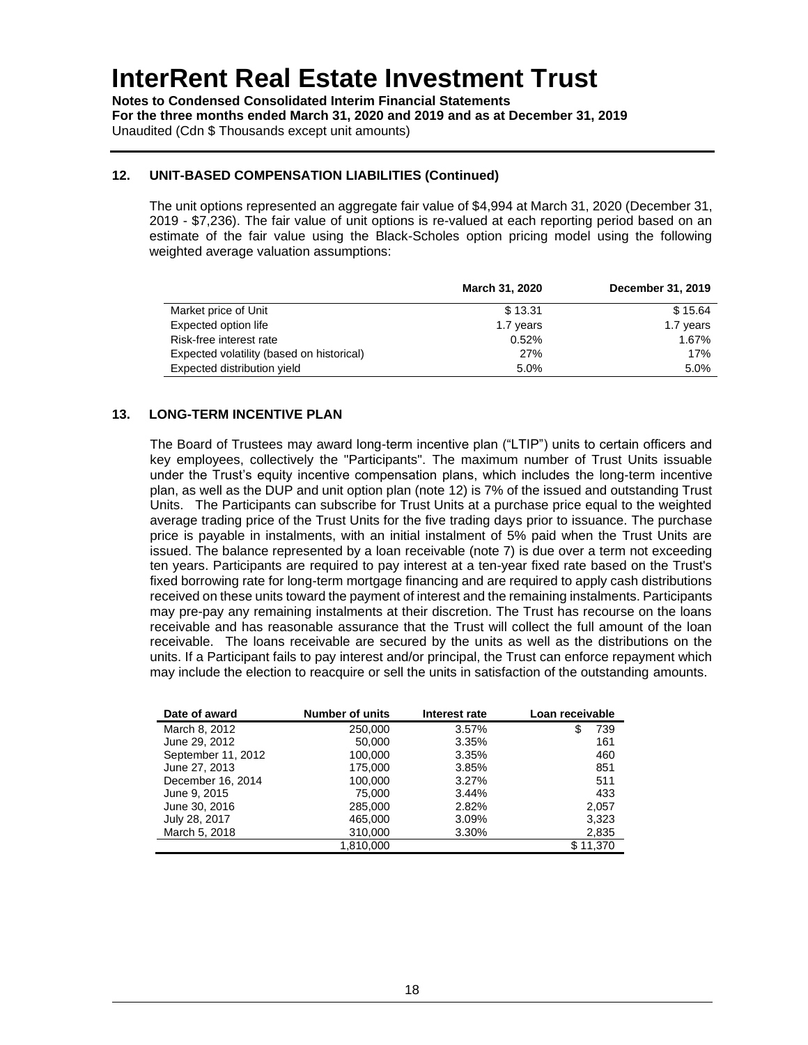## 12. UNIT-BASED COMPENSATION LIABILITIES (Continued)

The unit options represented an aggregate fair value of $4,994 at March 31, 2020 (December 31, 2019 - $7,236). The fair value of unit options is re-valued at each reporting period based on an estimate of the fair value using the Black-Scholes option pricing model using the following weighted average valuation assumptions:

| | March 31, 2020 | December 31, 2019 |
|---|---|---|
| Market price of Unit | $ 13.31 | $ 15.64 |
| Expected option life | 1.7 years | 1.7 years |
| Risk-free interest rate | 0.52% | 1.67% |
| Expected volatility (based on historical) | 27% | 17% |
| Expected distribution yield | 5.0% | 5.0% |

## 13. LONG-TERM INCENTIVE PLAN

The Board of Trustees may award long-term incentive plan ("LTIP") units to certain officers and key employees, collectively the "Participants". The maximum number of Trust Units issuable under the Trust's equity incentive compensation plans, which includes the long-term incentive plan, as well as the DUP and unit option plan (note 12) is 7% of the issued and outstanding Trust Units. The Participants can subscribe for Trust Units at a purchase price equal to the weighted average trading price of the Trust Units for the five trading days prior to issuance. The purchase price is payable in instalments, with an initial instalment of 5% paid when the Trust Units are issued. The balance represented by a loan receivable (note 7) is due over a term not exceeding ten years. Participants are required to pay interest at a ten-year fixed rate based on the Trust's fixed borrowing rate for long-term mortgage financing and are required to apply cash distributions received on these units toward the payment of interest and the remaining instalments. Participants may pre-pay any remaining instalments at their discretion. The Trust has recourse on the loans receivable and has reasonable assurance that the Trust will collect the full amount of the loan receivable. The loans receivable are secured by the units as well as the distributions on the units. If a Participant fails to pay interest and/or principal, the Trust can enforce repayment which may include the election to reacquire or sell the units in satisfaction of the outstanding amounts.

| Date of award | Number of units | Interest rate | Loan receivable |
|---|---|---|---|
| March 8, 2012 | 250,000 | 3.57% | $ 739 |
| June 29, 2012 | 50,000 | 3.35% | 161 |
| September 11, 2012 | 100,000 | 3.35% | 460 |
| June 27, 2013 | 175,000 | 3.85% | 851 |
| December 16, 2014 | 100,000 | 3.27% | 511 |
| June 9, 2015 | 75,000 | 3.44% | 433 |
| June 30, 2016 | 285,000 | 2.82% | 2,057 |
| July 28, 2017 | 465,000 | 3.09% | 3,323 |
| March 5, 2018 | 310,000 | 3.30% | 2,835 |
| | 1,810,000 | | $ 11,370 |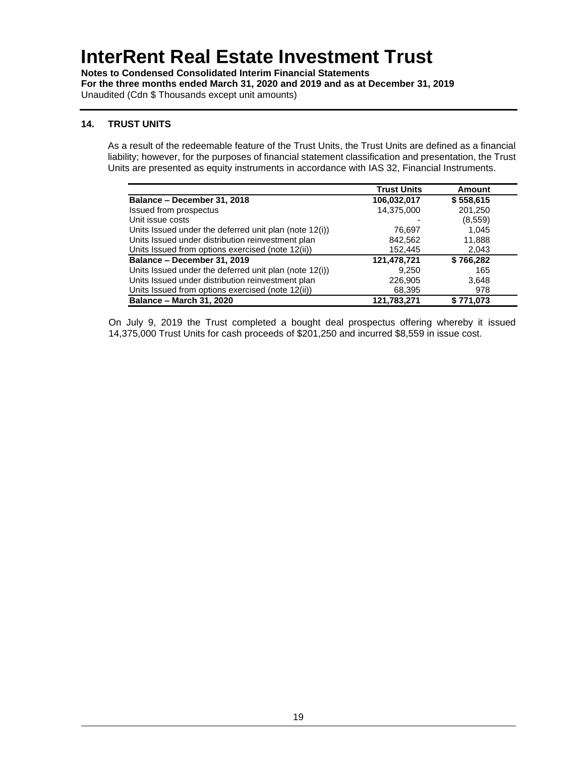# InterRent Real Estate Investment Trust

**Notes to Condensed Consolidated Interim Financial Statements**
**For the three months ended March 31, 2020 and 2019 and as at December 31, 2019**
Unaudited (Cdn $ Thousands except unit amounts)

## 14. TRUST UNITS

As a result of the redeemable feature of the Trust Units, the Trust Units are defined as a financial liability; however, for the purposes of financial statement classification and presentation, the Trust Units are presented as equity instruments in accordance with IAS 32, Financial Instruments.

| | Trust Units | Amount |
|---|---|---|
| **Balance – December 31, 2018** | **106,032,017** | **$ 558,615** |
| Issued from prospectus | 14,375,000 | 201,250 |
| Unit issue costs | - | (8,559) |
| Units Issued under the deferred unit plan (note 12(i)) | 76,697 | 1,045 |
| Units Issued under distribution reinvestment plan | 842,562 | 11,888 |
| Units Issued from options exercised (note 12(ii)) | 152,445 | 2,043 |
| **Balance – December 31, 2019** | **121,478,721** | **$ 766,282** |
| Units Issued under the deferred unit plan (note 12(i)) | 9,250 | 165 |
| Units Issued under distribution reinvestment plan | 226,905 | 3,648 |
| Units Issued from options exercised (note 12(ii)) | 68,395 | 978 |
| **Balance – March 31, 2020** | **121,783,271** | **$ 771,073** |

On July 9, 2019 the Trust completed a bought deal prospectus offering whereby it issued 14,375,000 Trust Units for cash proceeds of $201,250 and incurred $8,559 in issue cost.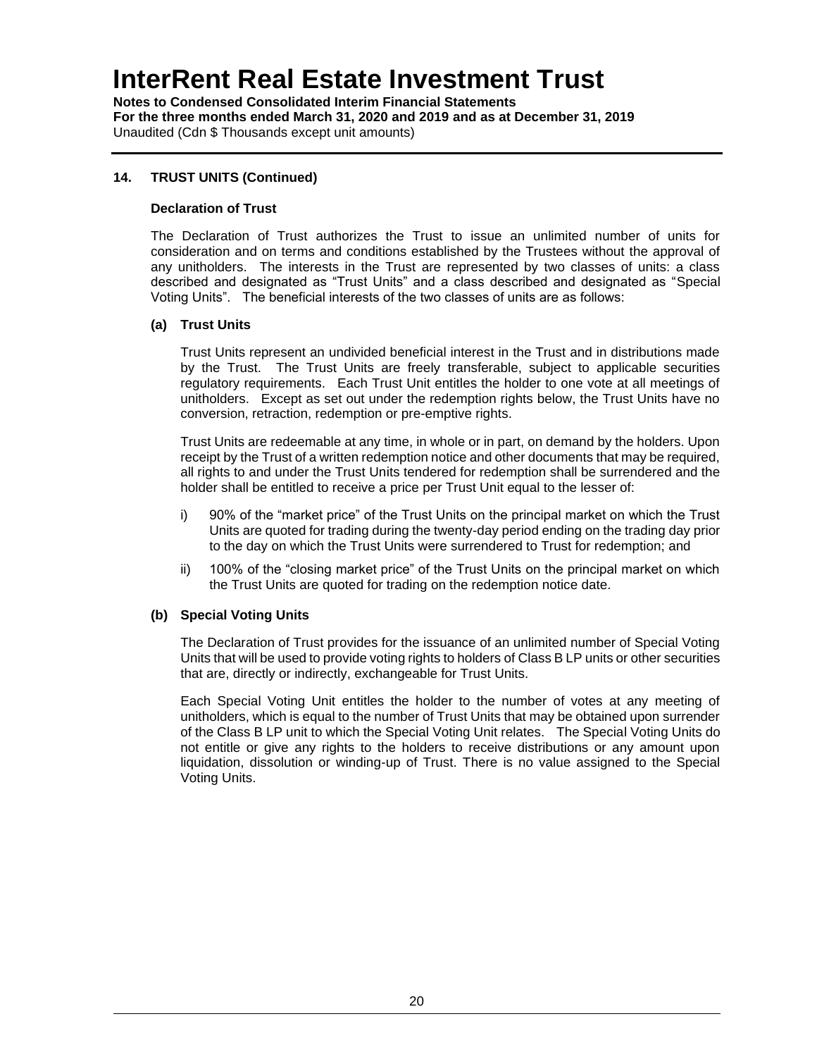## 14. TRUST UNITS (Continued)

### Declaration of Trust

The Declaration of Trust authorizes the Trust to issue an unlimited number of units for consideration and on terms and conditions established by the Trustees without the approval of any unitholders. The interests in the Trust are represented by two classes of units: a class described and designated as "Trust Units" and a class described and designated as "Special Voting Units". The beneficial interests of the two classes of units are as follows:

#### (a) Trust Units

Trust Units represent an undivided beneficial interest in the Trust and in distributions made by the Trust. The Trust Units are freely transferable, subject to applicable securities regulatory requirements. Each Trust Unit entitles the holder to one vote at all meetings of unitholders. Except as set out under the redemption rights below, the Trust Units have no conversion, retraction, redemption or pre-emptive rights.

Trust Units are redeemable at any time, in whole or in part, on demand by the holders. Upon receipt by the Trust of a written redemption notice and other documents that may be required, all rights to and under the Trust Units tendered for redemption shall be surrendered and the holder shall be entitled to receive a price per Trust Unit equal to the lesser of:

i) 90% of the "market price" of the Trust Units on the principal market on which the Trust Units are quoted for trading during the twenty-day period ending on the trading day prior to the day on which the Trust Units were surrendered to Trust for redemption; and

ii) 100% of the "closing market price" of the Trust Units on the principal market on which the Trust Units are quoted for trading on the redemption notice date.

#### (b) Special Voting Units

The Declaration of Trust provides for the issuance of an unlimited number of Special Voting Units that will be used to provide voting rights to holders of Class B LP units or other securities that are, directly or indirectly, exchangeable for Trust Units.

Each Special Voting Unit entitles the holder to the number of votes at any meeting of unitholders, which is equal to the number of Trust Units that may be obtained upon surrender of the Class B LP unit to which the Special Voting Unit relates. The Special Voting Units do not entitle or give any rights to the holders to receive distributions or any amount upon liquidation, dissolution or winding-up of Trust. There is no value assigned to the Special Voting Units.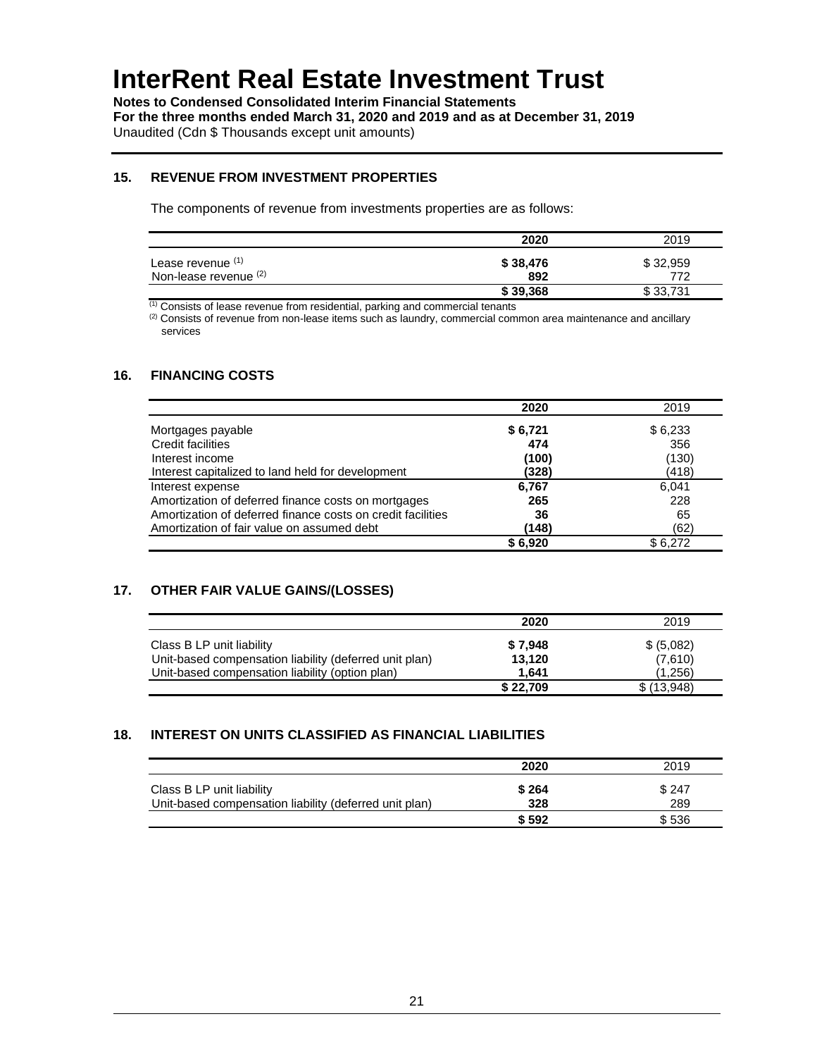# InterRent Real Estate Investment Trust

**Notes to Condensed Consolidated Interim Financial Statements**
**For the three months ended March 31, 2020 and 2019 and as at December 31, 2019**
Unaudited (Cdn $ Thousands except unit amounts)

## 15. REVENUE FROM INVESTMENT PROPERTIES

The components of revenue from investments properties are as follows:

| | 2020 | 2019 |
|---|---|---|
| Lease revenue [1] | **$ 38,476** | $ 32,959 |
| Non-lease revenue [2] | **892** | 772 |
| | **$ 39,368** | $ 33,731 |

[1] Consists of lease revenue from residential, parking and commercial tenants
[2] Consists of revenue from non-lease items such as laundry, commercial common area maintenance and ancillary services

## 16. FINANCING COSTS

| | 2020 | 2019 |
|---|---|---|
| Mortgages payable | **$ 6,721** | $ 6,233 |
| Credit facilities | **474** | 356 |
| Interest income | **(100)** | (130) |
| Interest capitalized to land held for development | **(328)** | (418) |
| Interest expense | **6,767** | 6,041 |
| Amortization of deferred finance costs on mortgages | **265** | 228 |
| Amortization of deferred finance costs on credit facilities | **36** | 65 |
| Amortization of fair value on assumed debt | **(148)** | (62) |
| | **$ 6,920** | $ 6,272 |

## 17. OTHER FAIR VALUE GAINS/(LOSSES)

| | 2020 | 2019 |
|---|---|---|
| Class B LP unit liability | **$ 7,948** | $ (5,082) |
| Unit-based compensation liability (deferred unit plan) | **13,120** | (7,610) |
| Unit-based compensation liability (option plan) | **1,641** | (1,256) |
| | **$ 22,709** | $ (13,948) |

## 18. INTEREST ON UNITS CLASSIFIED AS FINANCIAL LIABILITIES

| | 2020 | 2019 |
|---|---|---|
| Class B LP unit liability | **$ 264** | $ 247 |
| Unit-based compensation liability (deferred unit plan) | **328** | 289 |
| | **$ 592** | $ 536 |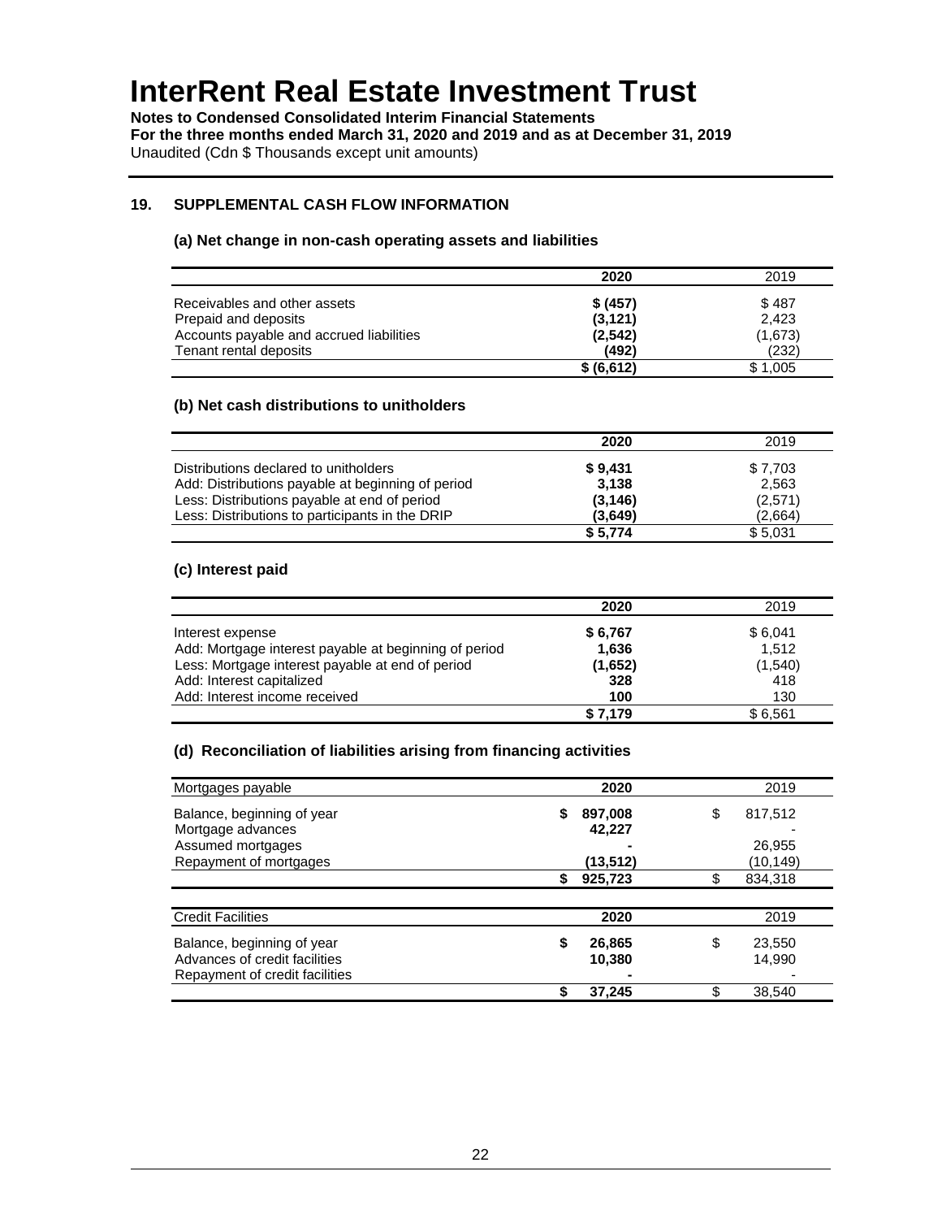# InterRent Real Estate Investment Trust

**Notes to Condensed Consolidated Interim Financial Statements**
**For the three months ended March 31, 2020 and 2019 and as at December 31, 2019**
Unaudited (Cdn $ Thousands except unit amounts)

## 19. SUPPLEMENTAL CASH FLOW INFORMATION

### (a) Net change in non-cash operating assets and liabilities

| | 2020 | 2019 |
|---|---|---|
| Receivables and other assets | $ (457) | $ 487 |
| Prepaid and deposits | (3,121) | 2,423 |
| Accounts payable and accrued liabilities | (2,542) | (1,673) |
| Tenant rental deposits | (492) | (232) |
| | $ (6,612) | $ 1,005 |

### (b) Net cash distributions to unitholders

| | 2020 | 2019 |
|---|---|---|
| Distributions declared to unitholders | $ 9,431 | $ 7,703 |
| Add: Distributions payable at beginning of period | 3,138 | 2,563 |
| Less: Distributions payable at end of period | (3,146) | (2,571) |
| Less: Distributions to participants in the DRIP | (3,649) | (2,664) |
| | $ 5,774 | $ 5,031 |

### (c) Interest paid

| | 2020 | 2019 |
|---|---|---|
| Interest expense | $ 6,767 | $ 6,041 |
| Add: Mortgage interest payable at beginning of period | 1,636 | 1,512 |
| Less: Mortgage interest payable at end of period | (1,652) | (1,540) |
| Add: Interest capitalized | 328 | 418 |
| Add: Interest income received | 100 | 130 |
| | $ 7,179 | $ 6,561 |

### (d) Reconciliation of liabilities arising from financing activities

| Mortgages payable | 2020 | 2019 |
|---|---|---|
| Balance, beginning of year | $ 897,008 | $ 817,512 |
| Mortgage advances | 42,227 | - |
| Assumed mortgages | - | 26,955 |
| Repayment of mortgages | (13,512) | (10,149) |
| | $ 925,723 | $ 834,318 |

| Credit Facilities | 2020 | 2019 |
|---|---|---|
| Balance, beginning of year | $ 26,865 | $ 23,550 |
| Advances of credit facilities | 10,380 | 14,990 |
| Repayment of credit facilities | - | - |
| | $ 37,245 | $ 38,540 |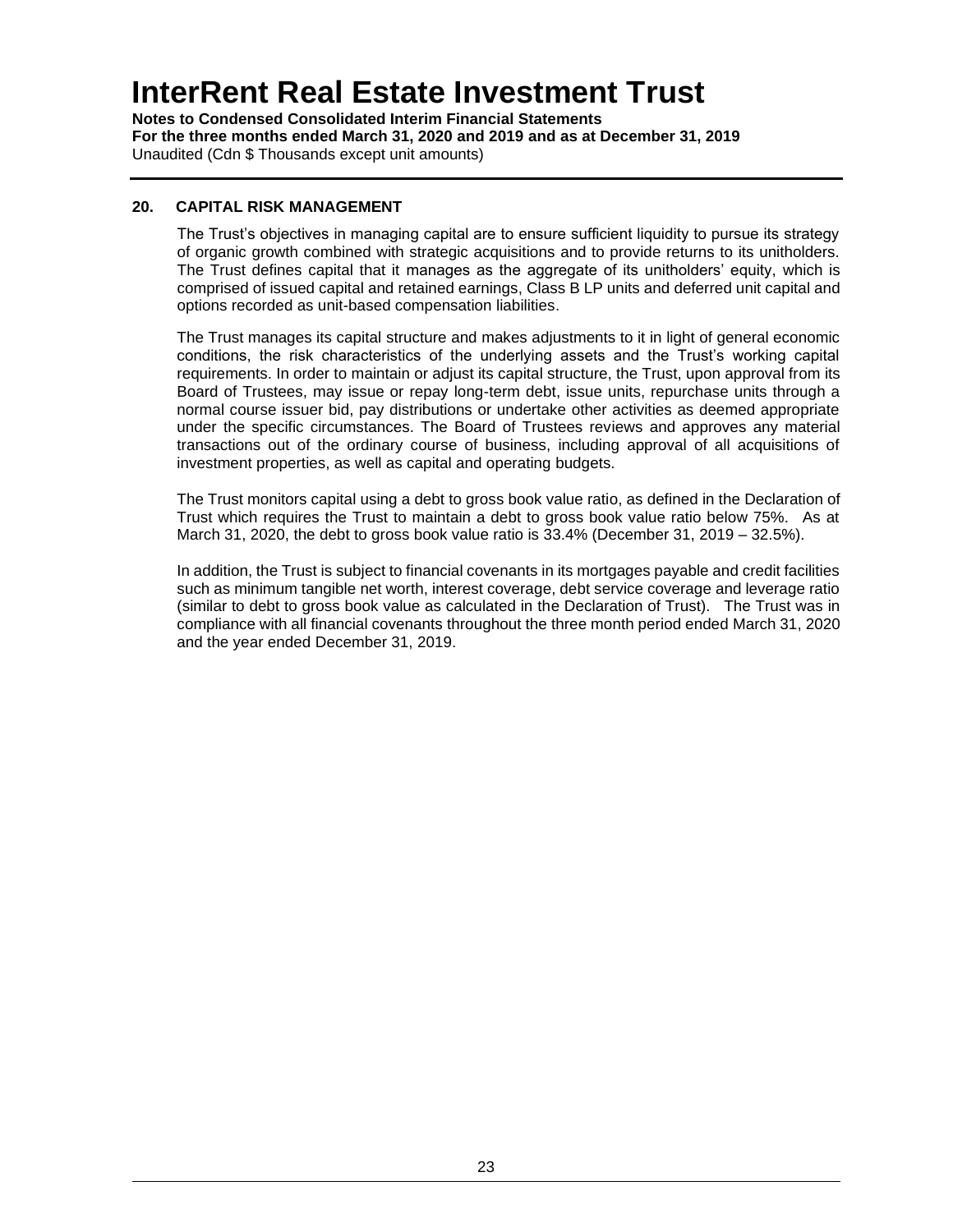## 20. CAPITAL RISK MANAGEMENT

The Trust's objectives in managing capital are to ensure sufficient liquidity to pursue its strategy of organic growth combined with strategic acquisitions and to provide returns to its unitholders. The Trust defines capital that it manages as the aggregate of its unitholders' equity, which is comprised of issued capital and retained earnings, Class B LP units and deferred unit capital and options recorded as unit-based compensation liabilities.

The Trust manages its capital structure and makes adjustments to it in light of general economic conditions, the risk characteristics of the underlying assets and the Trust's working capital requirements. In order to maintain or adjust its capital structure, the Trust, upon approval from its Board of Trustees, may issue or repay long-term debt, issue units, repurchase units through a normal course issuer bid, pay distributions or undertake other activities as deemed appropriate under the specific circumstances. The Board of Trustees reviews and approves any material transactions out of the ordinary course of business, including approval of all acquisitions of investment properties, as well as capital and operating budgets.

The Trust monitors capital using a debt to gross book value ratio, as defined in the Declaration of Trust which requires the Trust to maintain a debt to gross book value ratio below 75%. As at March 31, 2020, the debt to gross book value ratio is 33.4% (December 31, 2019 – 32.5%).

In addition, the Trust is subject to financial covenants in its mortgages payable and credit facilities such as minimum tangible net worth, interest coverage, debt service coverage and leverage ratio (similar to debt to gross book value as calculated in the Declaration of Trust). The Trust was in compliance with all financial covenants throughout the three month period ended March 31, 2020 and the year ended December 31, 2019.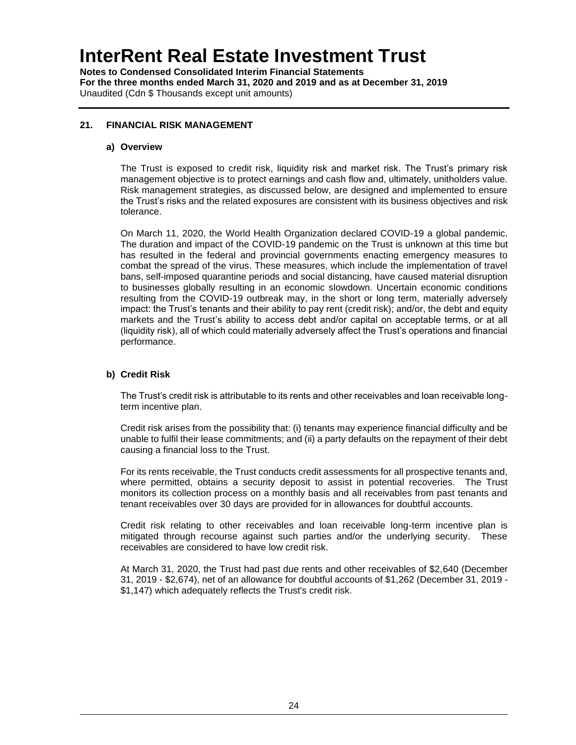# InterRent Real Estate Investment Trust

**Notes to Condensed Consolidated Interim Financial Statements**
**For the three months ended March 31, 2020 and 2019 and as at December 31, 2019**
Unaudited (Cdn $ Thousands except unit amounts)

## 21. FINANCIAL RISK MANAGEMENT

### a) Overview

The Trust is exposed to credit risk, liquidity risk and market risk. The Trust's primary risk management objective is to protect earnings and cash flow and, ultimately, unitholders value. Risk management strategies, as discussed below, are designed and implemented to ensure the Trust's risks and the related exposures are consistent with its business objectives and risk tolerance.

On March 11, 2020, the World Health Organization declared COVID-19 a global pandemic. The duration and impact of the COVID-19 pandemic on the Trust is unknown at this time but has resulted in the federal and provincial governments enacting emergency measures to combat the spread of the virus. These measures, which include the implementation of travel bans, self-imposed quarantine periods and social distancing, have caused material disruption to businesses globally resulting in an economic slowdown. Uncertain economic conditions resulting from the COVID-19 outbreak may, in the short or long term, materially adversely impact: the Trust's tenants and their ability to pay rent (credit risk); and/or, the debt and equity markets and the Trust's ability to access debt and/or capital on acceptable terms, or at all (liquidity risk), all of which could materially adversely affect the Trust's operations and financial performance.

### b) Credit Risk

The Trust's credit risk is attributable to its rents and other receivables and loan receivable long-term incentive plan.

Credit risk arises from the possibility that: (i) tenants may experience financial difficulty and be unable to fulfil their lease commitments; and (ii) a party defaults on the repayment of their debt causing a financial loss to the Trust.

For its rents receivable, the Trust conducts credit assessments for all prospective tenants and, where permitted, obtains a security deposit to assist in potential recoveries. The Trust monitors its collection process on a monthly basis and all receivables from past tenants and tenant receivables over 30 days are provided for in allowances for doubtful accounts.

Credit risk relating to other receivables and loan receivable long-term incentive plan is mitigated through recourse against such parties and/or the underlying security. These receivables are considered to have low credit risk.

At March 31, 2020, the Trust had past due rents and other receivables of $2,640 (December 31, 2019 - $2,674), net of an allowance for doubtful accounts of $1,262 (December 31, 2019 - $1,147) which adequately reflects the Trust's credit risk.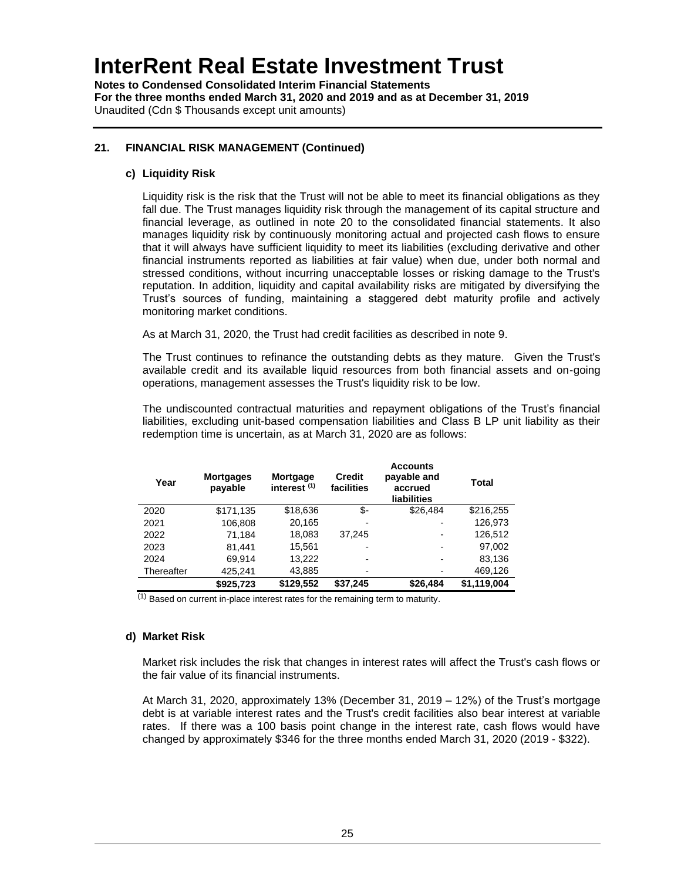# InterRent Real Estate Investment Trust

**Notes to Condensed Consolidated Interim Financial Statements**
**For the three months ended March 31, 2020 and 2019 and as at December 31, 2019**
Unaudited (Cdn $ Thousands except unit amounts)

## 21. FINANCIAL RISK MANAGEMENT (Continued)

### c) Liquidity Risk

Liquidity risk is the risk that the Trust will not be able to meet its financial obligations as they fall due. The Trust manages liquidity risk through the management of its capital structure and financial leverage, as outlined in note 20 to the consolidated financial statements. It also manages liquidity risk by continuously monitoring actual and projected cash flows to ensure that it will always have sufficient liquidity to meet its liabilities (excluding derivative and other financial instruments reported as liabilities at fair value) when due, under both normal and stressed conditions, without incurring unacceptable losses or risking damage to the Trust's reputation. In addition, liquidity and capital availability risks are mitigated by diversifying the Trust's sources of funding, maintaining a staggered debt maturity profile and actively monitoring market conditions.

As at March 31, 2020, the Trust had credit facilities as described in note 9.

The Trust continues to refinance the outstanding debts as they mature. Given the Trust's available credit and its available liquid resources from both financial assets and on-going operations, management assesses the Trust's liquidity risk to be low.

The undiscounted contractual maturities and repayment obligations of the Trust's financial liabilities, excluding unit-based compensation liabilities and Class B LP unit liability as their redemption time is uncertain, as at March 31, 2020 are as follows:

| Year | Mortgages payable | Mortgage interest [(1)] | Credit facilities | Accounts payable and accrued liabilities | Total |
|---|---|---|---|---|---|
| 2020 | $171,135 | $18,636 | $- | $26,484 | $216,255 |
| 2021 | 106,808 | 20,165 | - | - | 126,973 |
| 2022 | 71,184 | 18,083 | 37,245 | - | 126,512 |
| 2023 | 81,441 | 15,561 | - | - | 97,002 |
| 2024 | 69,914 | 13,222 | - | - | 83,136 |
| Thereafter | 425,241 | 43,885 | - | - | 469,126 |
| | **$925,723** | **$129,552** | **$37,245** | **$26,484** | **$1,119,004** |

[(1)] Based on current in-place interest rates for the remaining term to maturity.

### d) Market Risk

Market risk includes the risk that changes in interest rates will affect the Trust's cash flows or the fair value of its financial instruments.

At March 31, 2020, approximately 13% (December 31, 2019 – 12%) of the Trust's mortgage debt is at variable interest rates and the Trust's credit facilities also bear interest at variable rates. If there was a 100 basis point change in the interest rate, cash flows would have changed by approximately $346 for the three months ended March 31, 2020 (2019 - $322).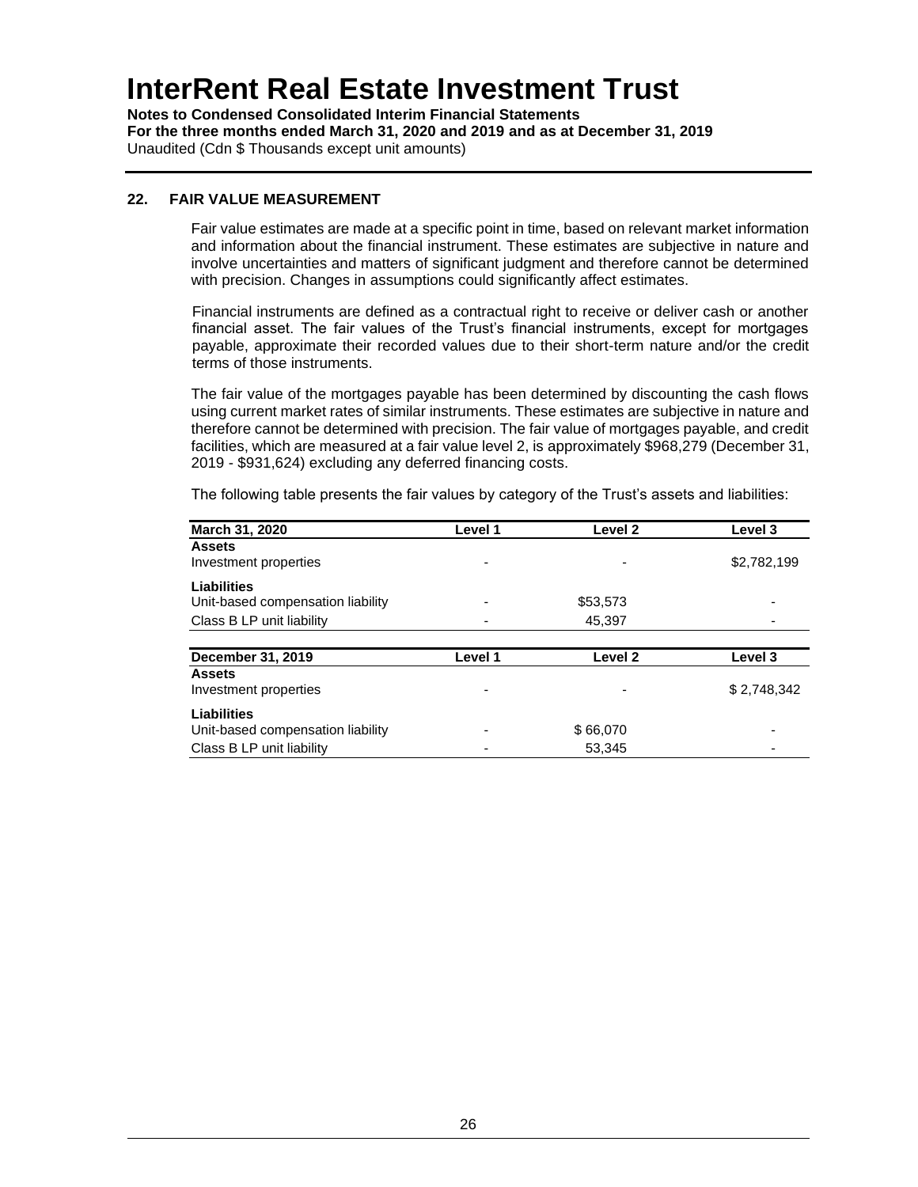## 22. FAIR VALUE MEASUREMENT

Fair value estimates are made at a specific point in time, based on relevant market information and information about the financial instrument. These estimates are subjective in nature and involve uncertainties and matters of significant judgment and therefore cannot be determined with precision. Changes in assumptions could significantly affect estimates.

Financial instruments are defined as a contractual right to receive or deliver cash or another financial asset. The fair values of the Trust's financial instruments, except for mortgages payable, approximate their recorded values due to their short-term nature and/or the credit terms of those instruments.

The fair value of the mortgages payable has been determined by discounting the cash flows using current market rates of similar instruments. These estimates are subjective in nature and therefore cannot be determined with precision. The fair value of mortgages payable, and credit facilities, which are measured at a fair value level 2, is approximately $968,279 (December 31, 2019 - $931,624) excluding any deferred financing costs.

The following table presents the fair values by category of the Trust's assets and liabilities:

| March 31, 2020 | Level 1 | Level 2 | Level 3 |
|---|---|---|---|
| **Assets** | | | |
| Investment properties | - | - | $2,782,199 |
| **Liabilities** | | | |
| Unit-based compensation liability | - | $53,573 | - |
| Class B LP unit liability | - | 45,397 | - |

| December 31, 2019 | Level 1 | Level 2 | Level 3 |
|---|---|---|---|
| **Assets** | | | |
| Investment properties | - | - | $ 2,748,342 |
| **Liabilities** | | | |
| Unit-based compensation liability | - | $ 66,070 | - |
| Class B LP unit liability | - | 53,345 | - |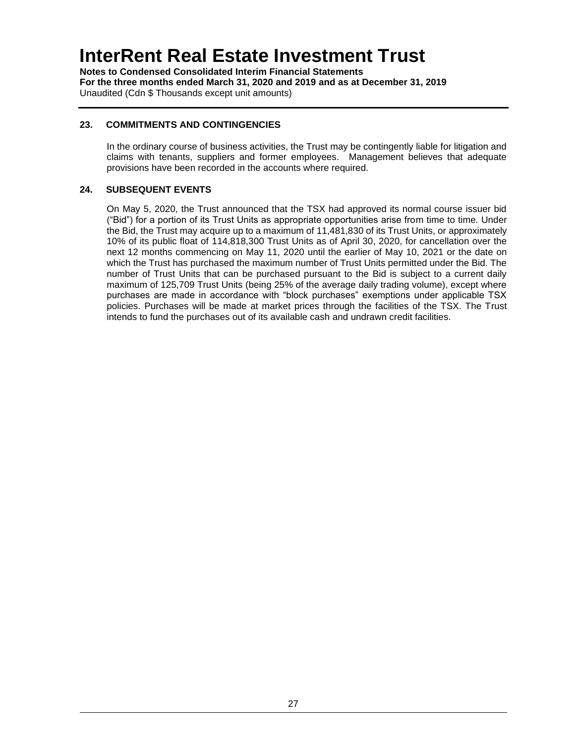## 23. COMMITMENTS AND CONTINGENCIES

In the ordinary course of business activities, the Trust may be contingently liable for litigation and claims with tenants, suppliers and former employees. Management believes that adequate provisions have been recorded in the accounts where required.

## 24. SUBSEQUENT EVENTS

On May 5, 2020, the Trust announced that the TSX had approved its normal course issuer bid ("Bid") for a portion of its Trust Units as appropriate opportunities arise from time to time. Under the Bid, the Trust may acquire up to a maximum of 11,481,830 of its Trust Units, or approximately 10% of its public float of 114,818,300 Trust Units as of April 30, 2020, for cancellation over the next 12 months commencing on May 11, 2020 until the earlier of May 10, 2021 or the date on which the Trust has purchased the maximum number of Trust Units permitted under the Bid. The number of Trust Units that can be purchased pursuant to the Bid is subject to a current daily maximum of 125,709 Trust Units (being 25% of the average daily trading volume), except where purchases are made in accordance with "block purchases" exemptions under applicable TSX policies. Purchases will be made at market prices through the facilities of the TSX. The Trust intends to fund the purchases out of its available cash and undrawn credit facilities.